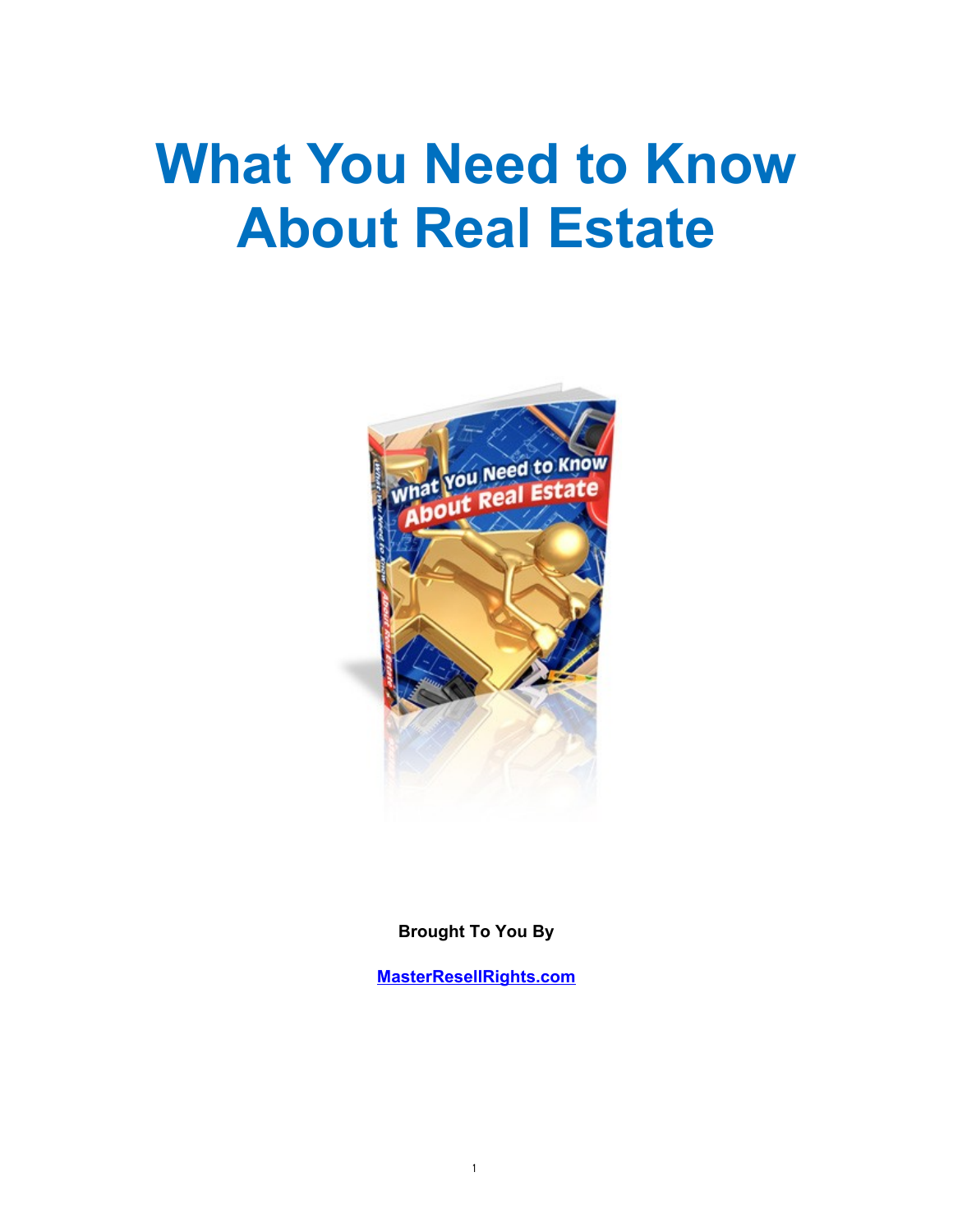# What You Need to Know About Real Estate

**Brought To You By**

**MasterResellRights.com**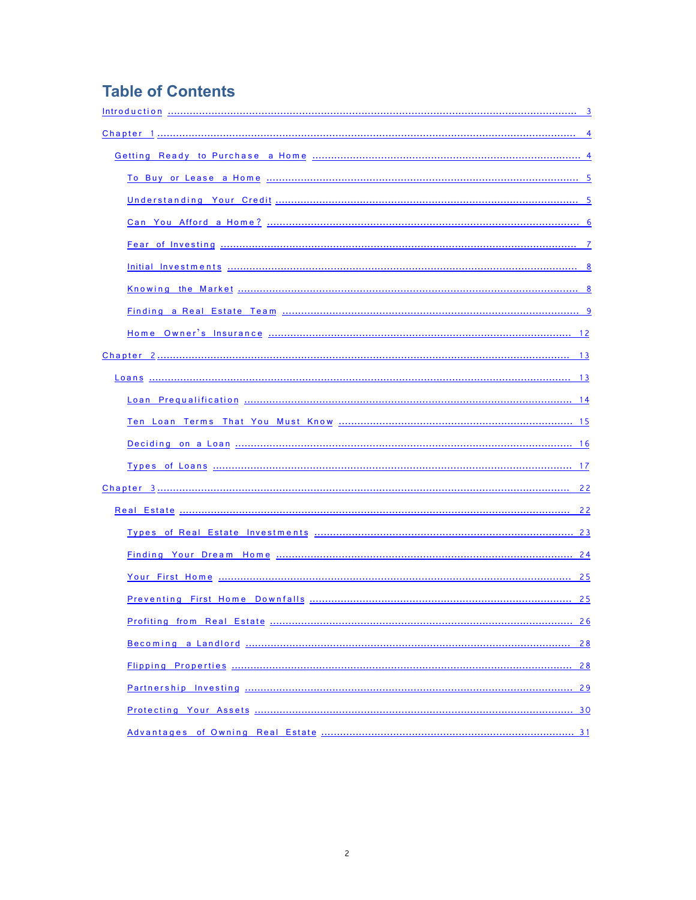# Table of Contents

- Introduction ........ 3
- Chapter 1 ........ 4
  - Getting Ready to Purchase a Home ........ 4
    - To Buy or Lease a Home ........ 5
    - Understanding Your Credit ........ 5
    - Can You Afford a Home? ........ 6
    - Fear of Investing ........ 7
    - Initial Investments ........ 8
    - Knowing the Market ........ 8
    - Finding a Real Estate Team ........ 9
    - Home Owner's Insurance ........ 12
- Chapter 2 ........ 13
  - Loans ........ 13
    - Loan Prequalification ........ 14
    - Ten Loan Terms That You Must Know ........ 15
    - Deciding on a Loan ........ 16
    - Types of Loans ........ 17
- Chapter 3 ........ 22
  - Real Estate ........ 22
    - Types of Real Estate Investments ........ 23
    - Finding Your Dream Home ........ 24
    - Your First Home ........ 25
    - Preventing First Home Downfalls ........ 25
    - Profiting from Real Estate ........ 26
    - Becoming a Landlord ........ 28
    - Flipping Properties ........ 28
    - Partnership Investing ........ 29
    - Protecting Your Assets ........ 30
    - Advantages of Owning Real Estate ........ 31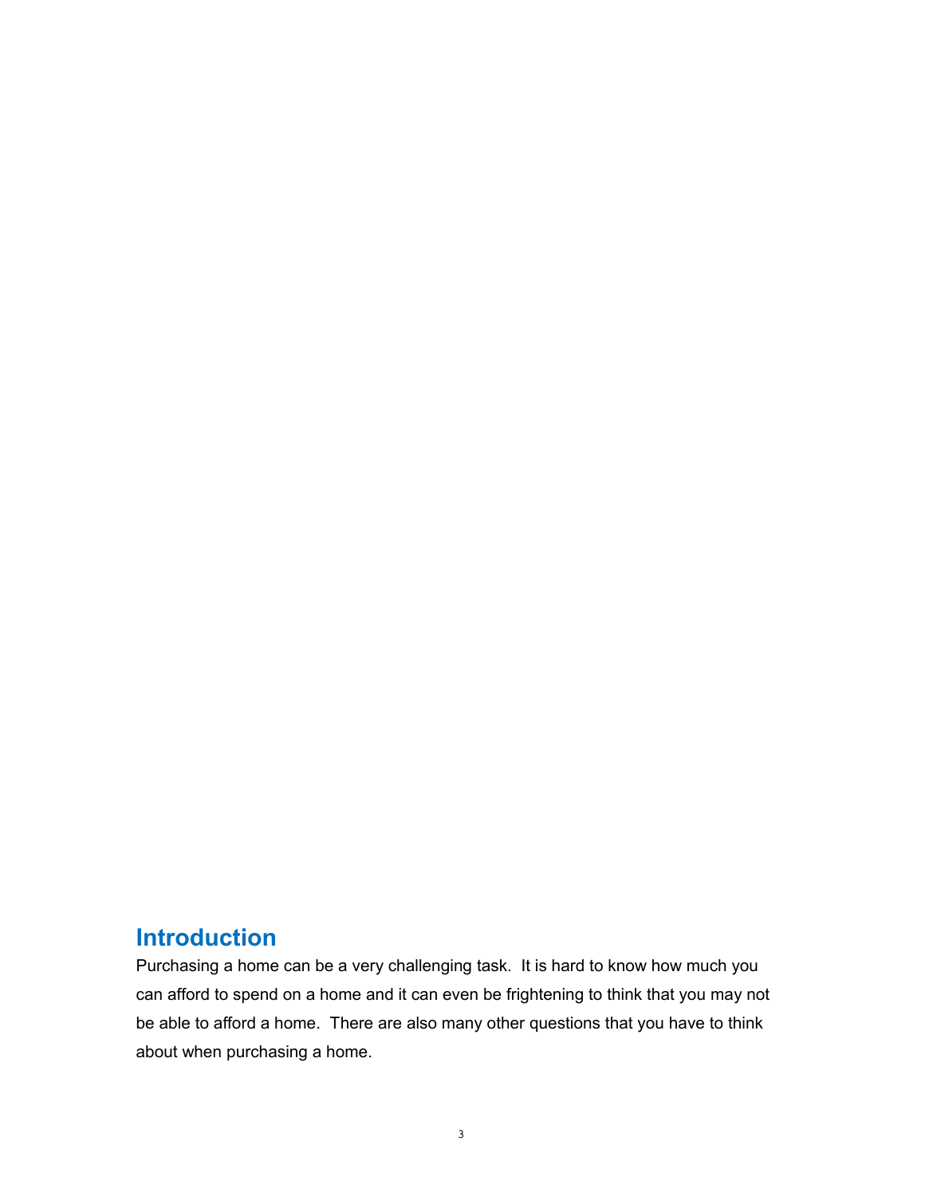## Introduction

Purchasing a home can be a very challenging task. It is hard to know how much you can afford to spend on a home and it can even be frightening to think that you may not be able to afford a home. There are also many other questions that you have to think about when purchasing a home.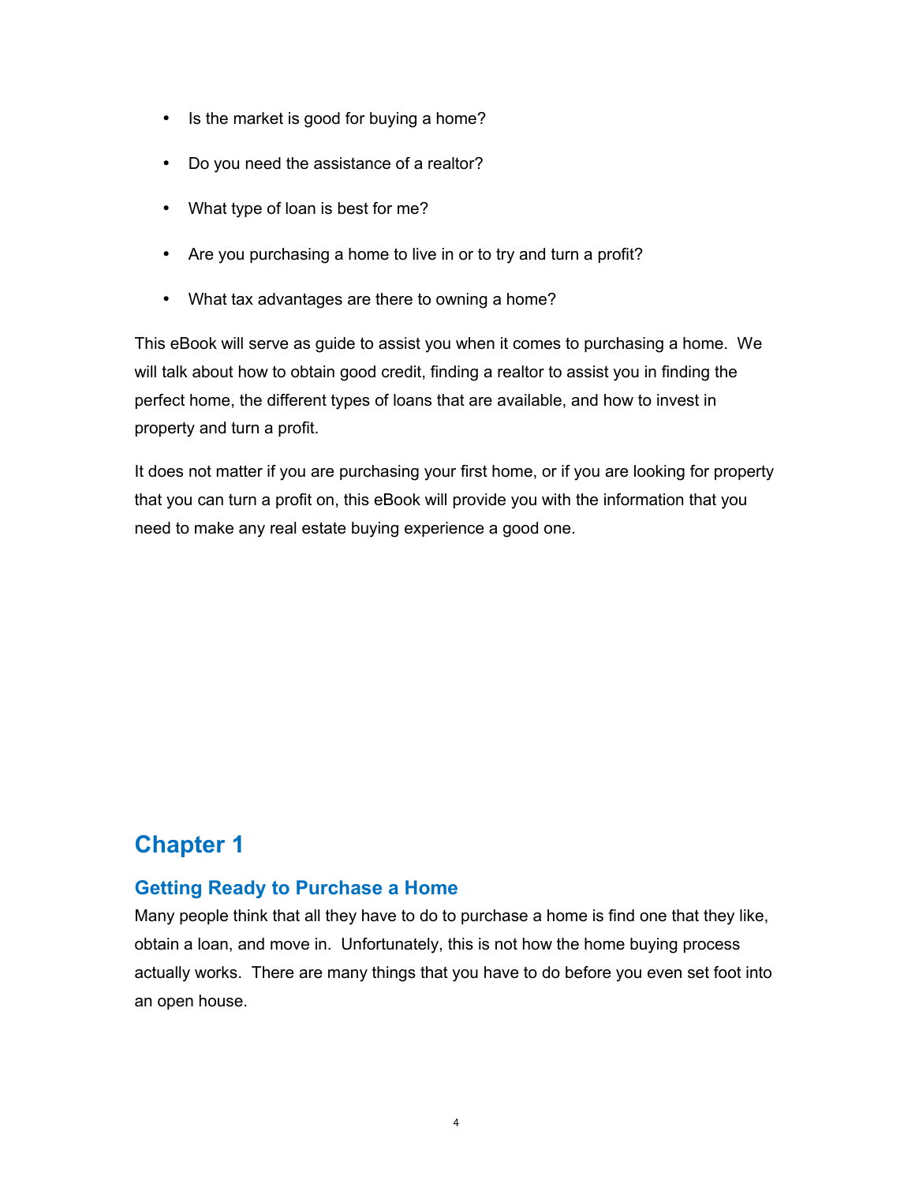- Is the market is good for buying a home?
- Do you need the assistance of a realtor?
- What type of loan is best for me?
- Are you purchasing a home to live in or to try and turn a profit?
- What tax advantages are there to owning a home?

This eBook will serve as guide to assist you when it comes to purchasing a home. We will talk about how to obtain good credit, finding a realtor to assist you in finding the perfect home, the different types of loans that are available, and how to invest in property and turn a profit.

It does not matter if you are purchasing your first home, or if you are looking for property that you can turn a profit on, this eBook will provide you with the information that you need to make any real estate buying experience a good one.

# Chapter 1

## Getting Ready to Purchase a Home

Many people think that all they have to do to purchase a home is find one that they like, obtain a loan, and move in. Unfortunately, this is not how the home buying process actually works. There are many things that you have to do before you even set foot into an open house.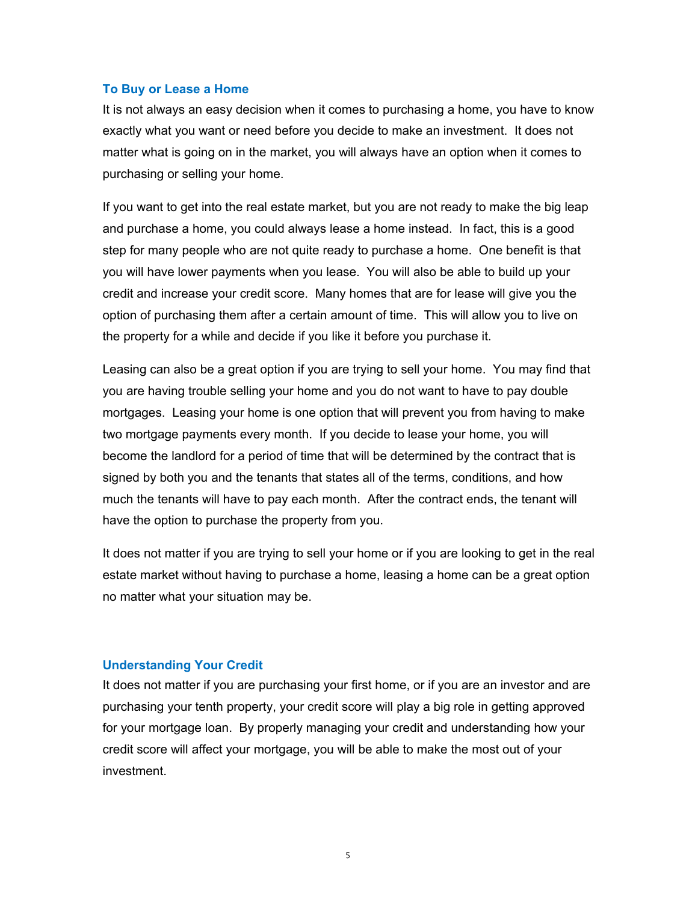## To Buy or Lease a Home

It is not always an easy decision when it comes to purchasing a home, you have to know exactly what you want or need before you decide to make an investment. It does not matter what is going on in the market, you will always have an option when it comes to purchasing or selling your home.

If you want to get into the real estate market, but you are not ready to make the big leap and purchase a home, you could always lease a home instead. In fact, this is a good step for many people who are not quite ready to purchase a home. One benefit is that you will have lower payments when you lease. You will also be able to build up your credit and increase your credit score. Many homes that are for lease will give you the option of purchasing them after a certain amount of time. This will allow you to live on the property for a while and decide if you like it before you purchase it.

Leasing can also be a great option if you are trying to sell your home. You may find that you are having trouble selling your home and you do not want to have to pay double mortgages. Leasing your home is one option that will prevent you from having to make two mortgage payments every month. If you decide to lease your home, you will become the landlord for a period of time that will be determined by the contract that is signed by both you and the tenants that states all of the terms, conditions, and how much the tenants will have to pay each month. After the contract ends, the tenant will have the option to purchase the property from you.

It does not matter if you are trying to sell your home or if you are looking to get in the real estate market without having to purchase a home, leasing a home can be a great option no matter what your situation may be.

## Understanding Your Credit

It does not matter if you are purchasing your first home, or if you are an investor and are purchasing your tenth property, your credit score will play a big role in getting approved for your mortgage loan. By properly managing your credit and understanding how your credit score will affect your mortgage, you will be able to make the most out of your investment.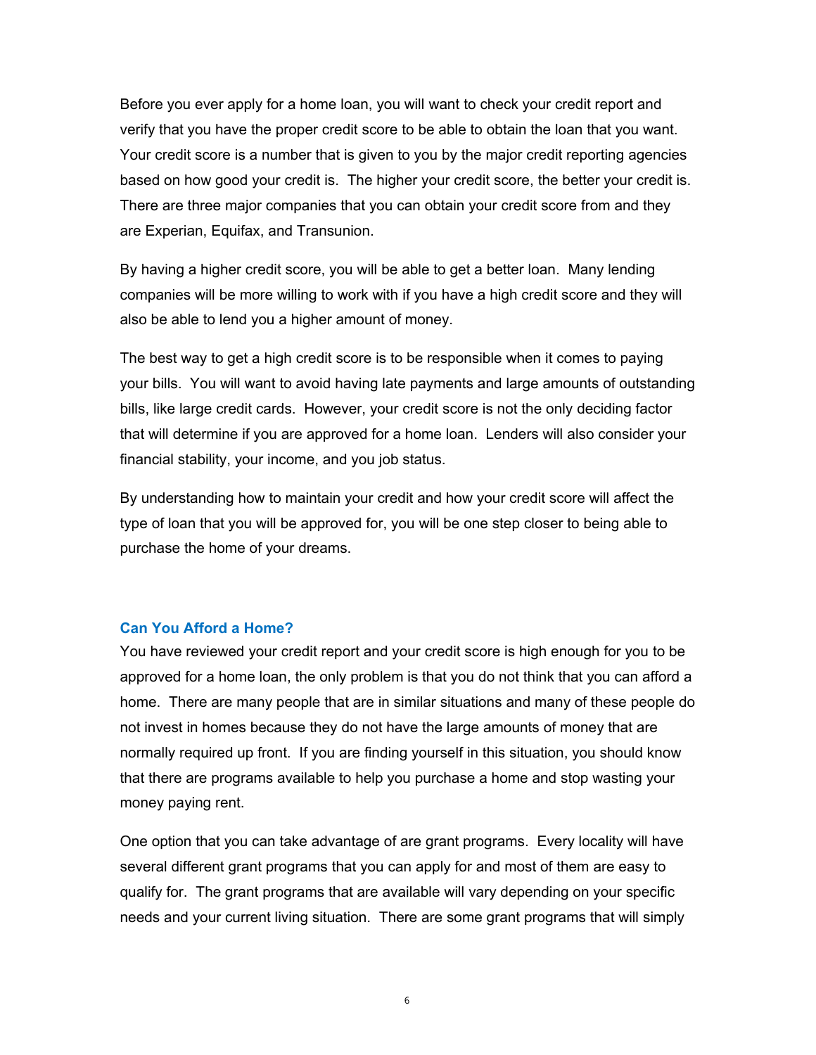Before you ever apply for a home loan, you will want to check your credit report and verify that you have the proper credit score to be able to obtain the loan that you want. Your credit score is a number that is given to you by the major credit reporting agencies based on how good your credit is. The higher your credit score, the better your credit is. There are three major companies that you can obtain your credit score from and they are Experian, Equifax, and Transunion.

By having a higher credit score, you will be able to get a better loan. Many lending companies will be more willing to work with if you have a high credit score and they will also be able to lend you a higher amount of money.

The best way to get a high credit score is to be responsible when it comes to paying your bills. You will want to avoid having late payments and large amounts of outstanding bills, like large credit cards. However, your credit score is not the only deciding factor that will determine if you are approved for a home loan. Lenders will also consider your financial stability, your income, and you job status.

By understanding how to maintain your credit and how your credit score will affect the type of loan that you will be approved for, you will be one step closer to being able to purchase the home of your dreams.

## Can You Afford a Home?

You have reviewed your credit report and your credit score is high enough for you to be approved for a home loan, the only problem is that you do not think that you can afford a home. There are many people that are in similar situations and many of these people do not invest in homes because they do not have the large amounts of money that are normally required up front. If you are finding yourself in this situation, you should know that there are programs available to help you purchase a home and stop wasting your money paying rent.

One option that you can take advantage of are grant programs. Every locality will have several different grant programs that you can apply for and most of them are easy to qualify for. The grant programs that are available will vary depending on your specific needs and your current living situation. There are some grant programs that will simply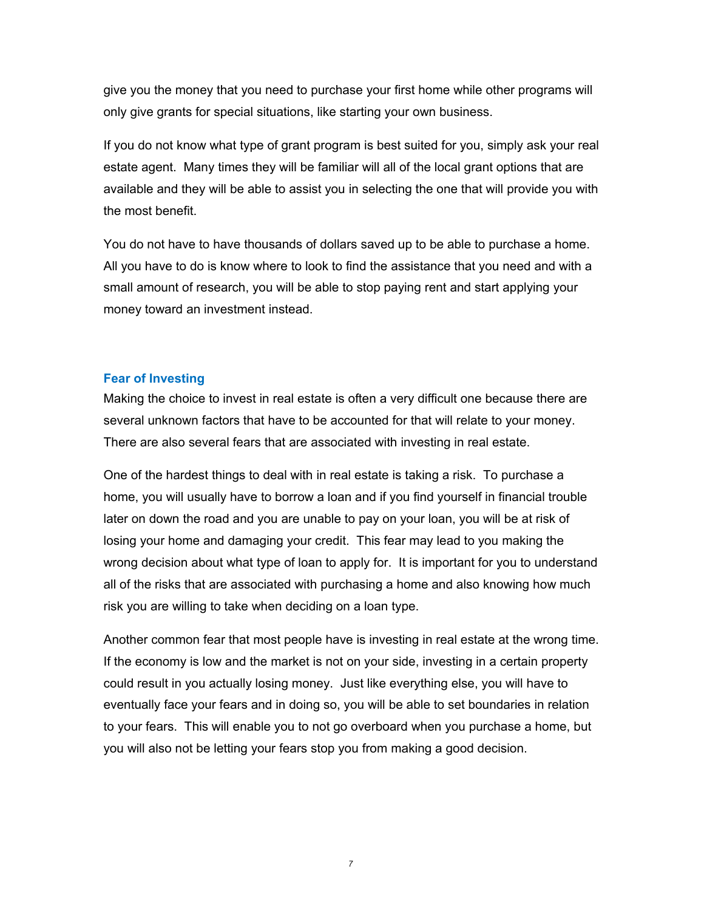give you the money that you need to purchase your first home while other programs will only give grants for special situations, like starting your own business.

If you do not know what type of grant program is best suited for you, simply ask your real estate agent. Many times they will be familiar will all of the local grant options that are available and they will be able to assist you in selecting the one that will provide you with the most benefit.

You do not have to have thousands of dollars saved up to be able to purchase a home. All you have to do is know where to look to find the assistance that you need and with a small amount of research, you will be able to stop paying rent and start applying your money toward an investment instead.

## Fear of Investing

Making the choice to invest in real estate is often a very difficult one because there are several unknown factors that have to be accounted for that will relate to your money. There are also several fears that are associated with investing in real estate.

One of the hardest things to deal with in real estate is taking a risk. To purchase a home, you will usually have to borrow a loan and if you find yourself in financial trouble later on down the road and you are unable to pay on your loan, you will be at risk of losing your home and damaging your credit. This fear may lead to you making the wrong decision about what type of loan to apply for. It is important for you to understand all of the risks that are associated with purchasing a home and also knowing how much risk you are willing to take when deciding on a loan type.

Another common fear that most people have is investing in real estate at the wrong time. If the economy is low and the market is not on your side, investing in a certain property could result in you actually losing money. Just like everything else, you will have to eventually face your fears and in doing so, you will be able to set boundaries in relation to your fears. This will enable you to not go overboard when you purchase a home, but you will also not be letting your fears stop you from making a good decision.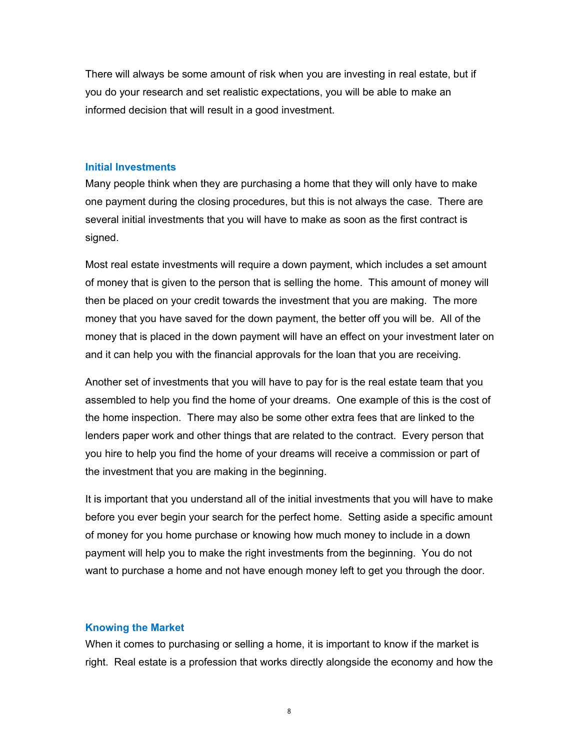There will always be some amount of risk when you are investing in real estate, but if you do your research and set realistic expectations, you will be able to make an informed decision that will result in a good investment.

## Initial Investments

Many people think when they are purchasing a home that they will only have to make one payment during the closing procedures, but this is not always the case. There are several initial investments that you will have to make as soon as the first contract is signed.

Most real estate investments will require a down payment, which includes a set amount of money that is given to the person that is selling the home. This amount of money will then be placed on your credit towards the investment that you are making. The more money that you have saved for the down payment, the better off you will be. All of the money that is placed in the down payment will have an effect on your investment later on and it can help you with the financial approvals for the loan that you are receiving.

Another set of investments that you will have to pay for is the real estate team that you assembled to help you find the home of your dreams. One example of this is the cost of the home inspection. There may also be some other extra fees that are linked to the lenders paper work and other things that are related to the contract. Every person that you hire to help you find the home of your dreams will receive a commission or part of the investment that you are making in the beginning.

It is important that you understand all of the initial investments that you will have to make before you ever begin your search for the perfect home. Setting aside a specific amount of money for you home purchase or knowing how much money to include in a down payment will help you to make the right investments from the beginning. You do not want to purchase a home and not have enough money left to get you through the door.

## Knowing the Market

When it comes to purchasing or selling a home, it is important to know if the market is right. Real estate is a profession that works directly alongside the economy and how the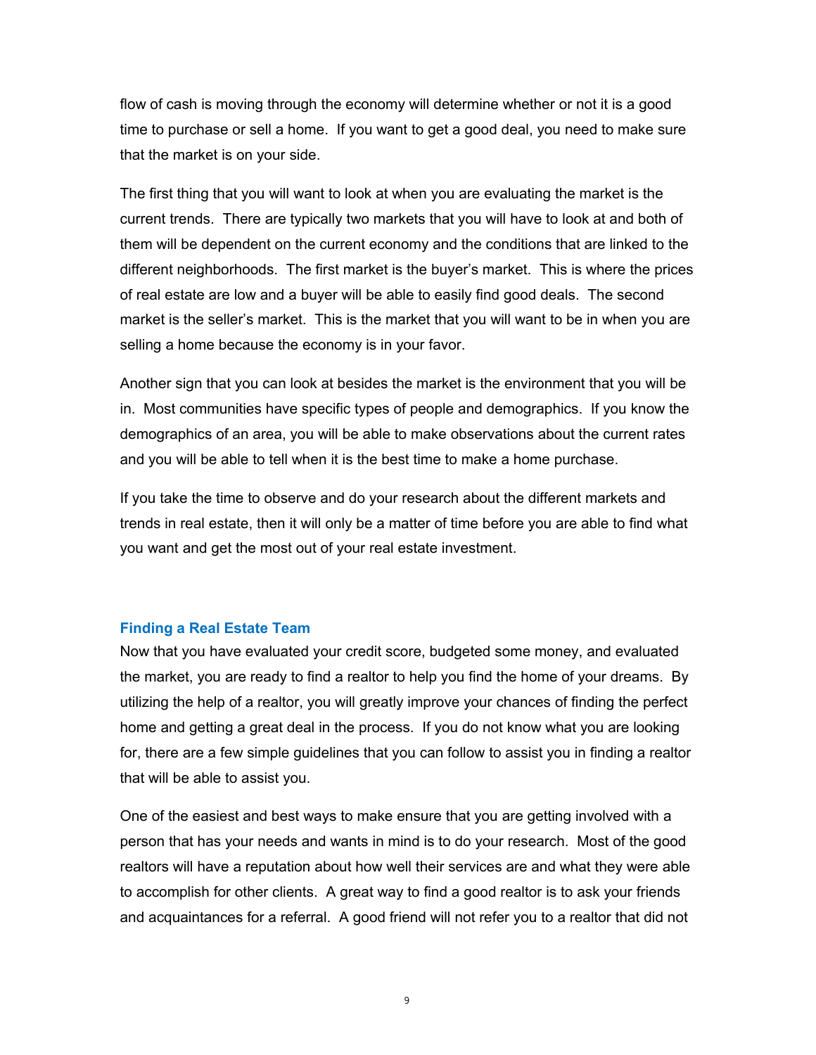flow of cash is moving through the economy will determine whether or not it is a good time to purchase or sell a home. If you want to get a good deal, you need to make sure that the market is on your side.

The first thing that you will want to look at when you are evaluating the market is the current trends. There are typically two markets that you will have to look at and both of them will be dependent on the current economy and the conditions that are linked to the different neighborhoods. The first market is the buyer's market. This is where the prices of real estate are low and a buyer will be able to easily find good deals. The second market is the seller's market. This is the market that you will want to be in when you are selling a home because the economy is in your favor.

Another sign that you can look at besides the market is the environment that you will be in. Most communities have specific types of people and demographics. If you know the demographics of an area, you will be able to make observations about the current rates and you will be able to tell when it is the best time to make a home purchase.

If you take the time to observe and do your research about the different markets and trends in real estate, then it will only be a matter of time before you are able to find what you want and get the most out of your real estate investment.

## Finding a Real Estate Team

Now that you have evaluated your credit score, budgeted some money, and evaluated the market, you are ready to find a realtor to help you find the home of your dreams. By utilizing the help of a realtor, you will greatly improve your chances of finding the perfect home and getting a great deal in the process. If you do not know what you are looking for, there are a few simple guidelines that you can follow to assist you in finding a realtor that will be able to assist you.

One of the easiest and best ways to make ensure that you are getting involved with a person that has your needs and wants in mind is to do your research. Most of the good realtors will have a reputation about how well their services are and what they were able to accomplish for other clients. A great way to find a good realtor is to ask your friends and acquaintances for a referral. A good friend will not refer you to a realtor that did not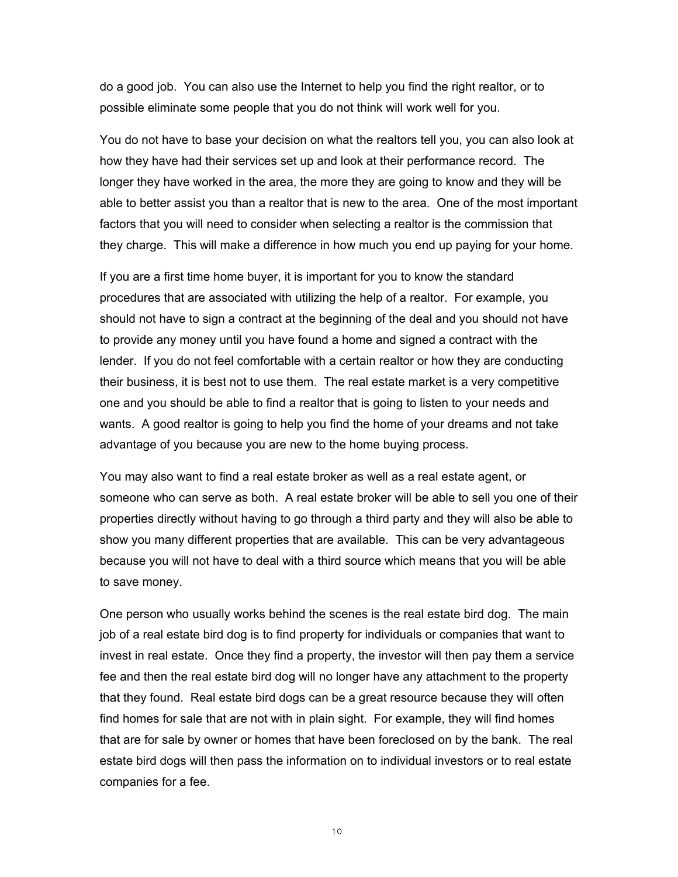do a good job. You can also use the Internet to help you find the right realtor, or to possible eliminate some people that you do not think will work well for you.

You do not have to base your decision on what the realtors tell you, you can also look at how they have had their services set up and look at their performance record. The longer they have worked in the area, the more they are going to know and they will be able to better assist you than a realtor that is new to the area. One of the most important factors that you will need to consider when selecting a realtor is the commission that they charge. This will make a difference in how much you end up paying for your home.

If you are a first time home buyer, it is important for you to know the standard procedures that are associated with utilizing the help of a realtor. For example, you should not have to sign a contract at the beginning of the deal and you should not have to provide any money until you have found a home and signed a contract with the lender. If you do not feel comfortable with a certain realtor or how they are conducting their business, it is best not to use them. The real estate market is a very competitive one and you should be able to find a realtor that is going to listen to your needs and wants. A good realtor is going to help you find the home of your dreams and not take advantage of you because you are new to the home buying process.

You may also want to find a real estate broker as well as a real estate agent, or someone who can serve as both. A real estate broker will be able to sell you one of their properties directly without having to go through a third party and they will also be able to show you many different properties that are available. This can be very advantageous because you will not have to deal with a third source which means that you will be able to save money.

One person who usually works behind the scenes is the real estate bird dog. The main job of a real estate bird dog is to find property for individuals or companies that want to invest in real estate. Once they find a property, the investor will then pay them a service fee and then the real estate bird dog will no longer have any attachment to the property that they found. Real estate bird dogs can be a great resource because they will often find homes for sale that are not with in plain sight. For example, they will find homes that are for sale by owner or homes that have been foreclosed on by the bank. The real estate bird dogs will then pass the information on to individual investors or to real estate companies for a fee.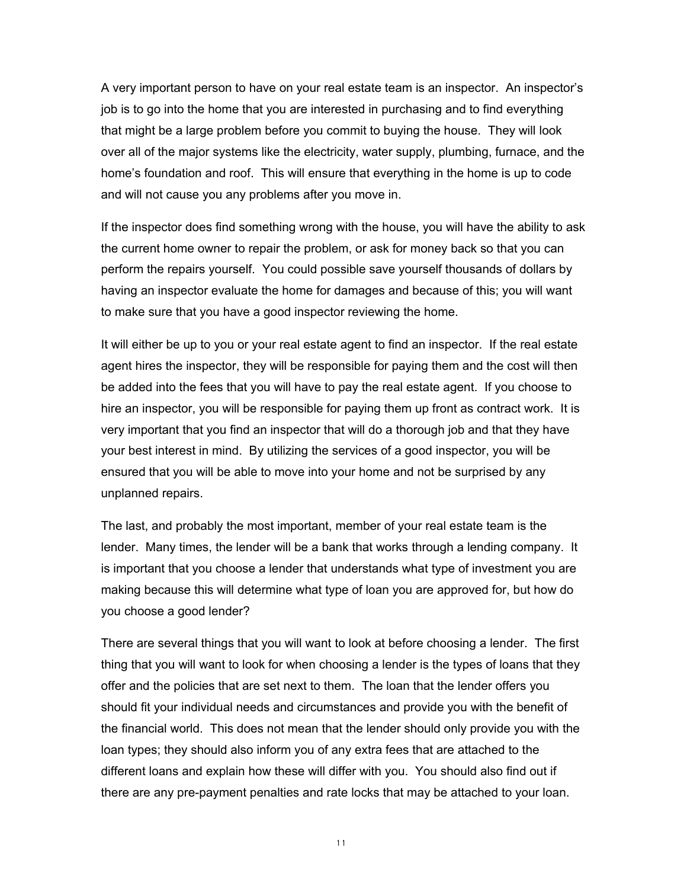A very important person to have on your real estate team is an inspector. An inspector's job is to go into the home that you are interested in purchasing and to find everything that might be a large problem before you commit to buying the house. They will look over all of the major systems like the electricity, water supply, plumbing, furnace, and the home's foundation and roof. This will ensure that everything in the home is up to code and will not cause you any problems after you move in.

If the inspector does find something wrong with the house, you will have the ability to ask the current home owner to repair the problem, or ask for money back so that you can perform the repairs yourself. You could possible save yourself thousands of dollars by having an inspector evaluate the home for damages and because of this; you will want to make sure that you have a good inspector reviewing the home.

It will either be up to you or your real estate agent to find an inspector. If the real estate agent hires the inspector, they will be responsible for paying them and the cost will then be added into the fees that you will have to pay the real estate agent. If you choose to hire an inspector, you will be responsible for paying them up front as contract work. It is very important that you find an inspector that will do a thorough job and that they have your best interest in mind. By utilizing the services of a good inspector, you will be ensured that you will be able to move into your home and not be surprised by any unplanned repairs.

The last, and probably the most important, member of your real estate team is the lender. Many times, the lender will be a bank that works through a lending company. It is important that you choose a lender that understands what type of investment you are making because this will determine what type of loan you are approved for, but how do you choose a good lender?

There are several things that you will want to look at before choosing a lender. The first thing that you will want to look for when choosing a lender is the types of loans that they offer and the policies that are set next to them. The loan that the lender offers you should fit your individual needs and circumstances and provide you with the benefit of the financial world. This does not mean that the lender should only provide you with the loan types; they should also inform you of any extra fees that are attached to the different loans and explain how these will differ with you. You should also find out if there are any pre-payment penalties and rate locks that may be attached to your loan.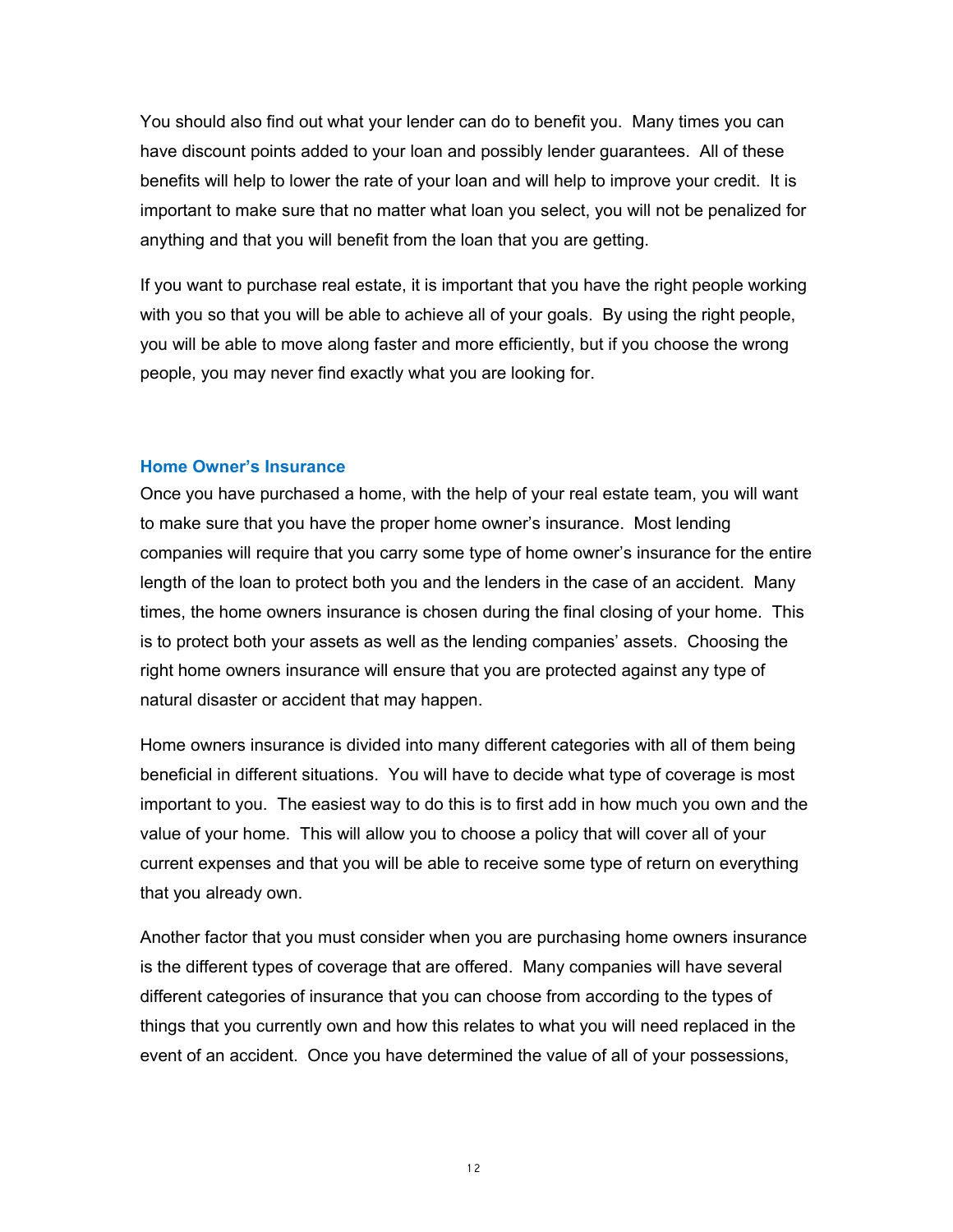You should also find out what your lender can do to benefit you. Many times you can have discount points added to your loan and possibly lender guarantees. All of these benefits will help to lower the rate of your loan and will help to improve your credit. It is important to make sure that no matter what loan you select, you will not be penalized for anything and that you will benefit from the loan that you are getting.

If you want to purchase real estate, it is important that you have the right people working with you so that you will be able to achieve all of your goals. By using the right people, you will be able to move along faster and more efficiently, but if you choose the wrong people, you may never find exactly what you are looking for.

### Home Owner's Insurance

Once you have purchased a home, with the help of your real estate team, you will want to make sure that you have the proper home owner's insurance. Most lending companies will require that you carry some type of home owner's insurance for the entire length of the loan to protect both you and the lenders in the case of an accident. Many times, the home owners insurance is chosen during the final closing of your home. This is to protect both your assets as well as the lending companies' assets. Choosing the right home owners insurance will ensure that you are protected against any type of natural disaster or accident that may happen.

Home owners insurance is divided into many different categories with all of them being beneficial in different situations. You will have to decide what type of coverage is most important to you. The easiest way to do this is to first add in how much you own and the value of your home. This will allow you to choose a policy that will cover all of your current expenses and that you will be able to receive some type of return on everything that you already own.

Another factor that you must consider when you are purchasing home owners insurance is the different types of coverage that are offered. Many companies will have several different categories of insurance that you can choose from according to the types of things that you currently own and how this relates to what you will need replaced in the event of an accident. Once you have determined the value of all of your possessions,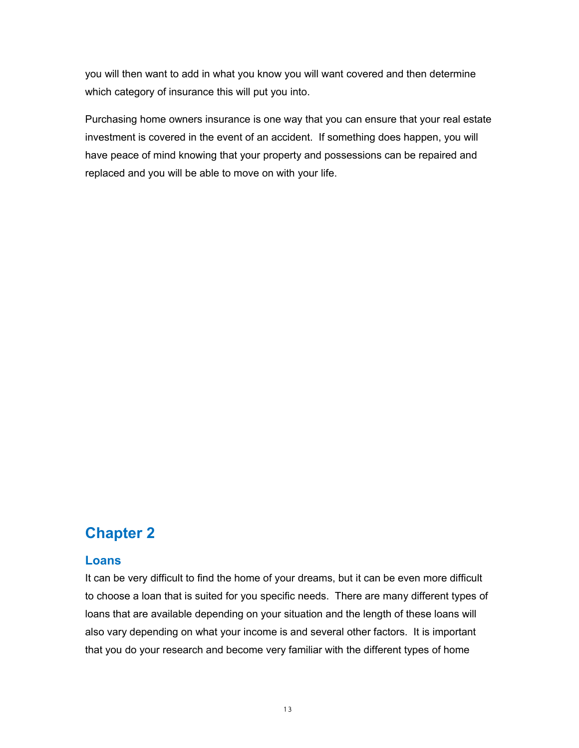you will then want to add in what you know you will want covered and then determine which category of insurance this will put you into.

Purchasing home owners insurance is one way that you can ensure that your real estate investment is covered in the event of an accident. If something does happen, you will have peace of mind knowing that your property and possessions can be repaired and replaced and you will be able to move on with your life.

# Chapter 2

## Loans

It can be very difficult to find the home of your dreams, but it can be even more difficult to choose a loan that is suited for you specific needs. There are many different types of loans that are available depending on your situation and the length of these loans will also vary depending on what your income is and several other factors. It is important that you do your research and become very familiar with the different types of home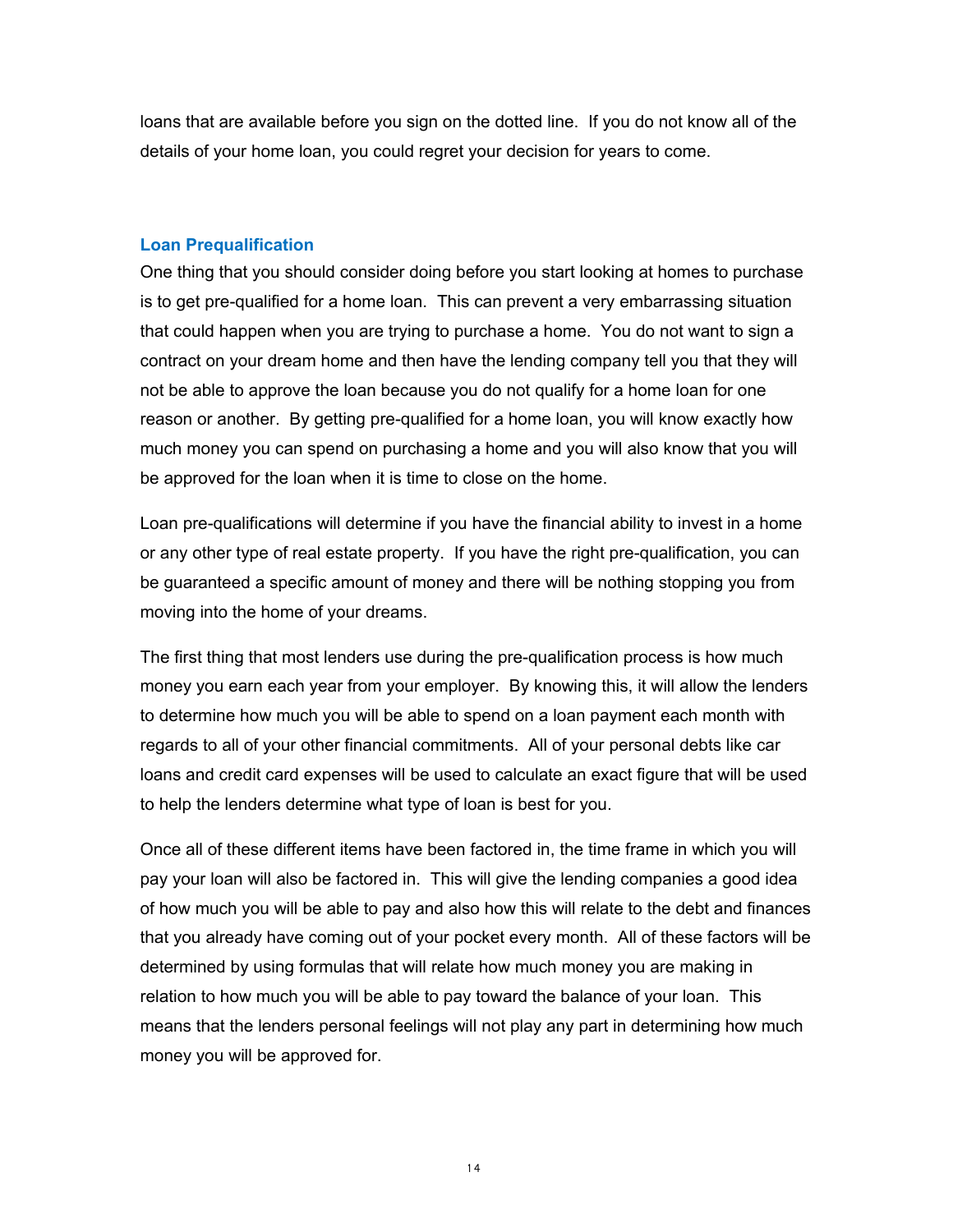loans that are available before you sign on the dotted line. If you do not know all of the details of your home loan, you could regret your decision for years to come.

## Loan Prequalification

One thing that you should consider doing before you start looking at homes to purchase is to get pre-qualified for a home loan. This can prevent a very embarrassing situation that could happen when you are trying to purchase a home. You do not want to sign a contract on your dream home and then have the lending company tell you that they will not be able to approve the loan because you do not qualify for a home loan for one reason or another. By getting pre-qualified for a home loan, you will know exactly how much money you can spend on purchasing a home and you will also know that you will be approved for the loan when it is time to close on the home.

Loan pre-qualifications will determine if you have the financial ability to invest in a home or any other type of real estate property. If you have the right pre-qualification, you can be guaranteed a specific amount of money and there will be nothing stopping you from moving into the home of your dreams.

The first thing that most lenders use during the pre-qualification process is how much money you earn each year from your employer. By knowing this, it will allow the lenders to determine how much you will be able to spend on a loan payment each month with regards to all of your other financial commitments. All of your personal debts like car loans and credit card expenses will be used to calculate an exact figure that will be used to help the lenders determine what type of loan is best for you.

Once all of these different items have been factored in, the time frame in which you will pay your loan will also be factored in. This will give the lending companies a good idea of how much you will be able to pay and also how this will relate to the debt and finances that you already have coming out of your pocket every month. All of these factors will be determined by using formulas that will relate how much money you are making in relation to how much you will be able to pay toward the balance of your loan. This means that the lenders personal feelings will not play any part in determining how much money you will be approved for.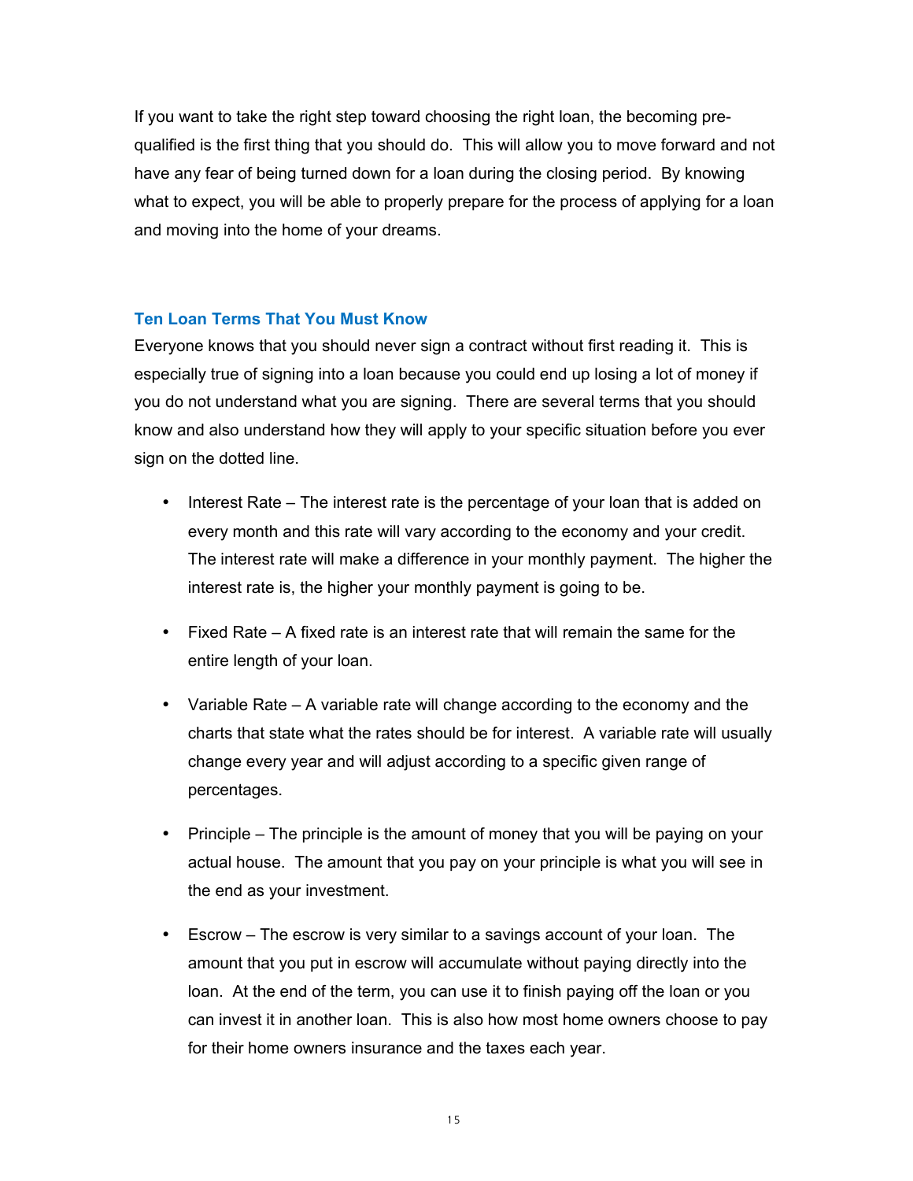If you want to take the right step toward choosing the right loan, the becoming pre-qualified is the first thing that you should do. This will allow you to move forward and not have any fear of being turned down for a loan during the closing period. By knowing what to expect, you will be able to properly prepare for the process of applying for a loan and moving into the home of your dreams.

## Ten Loan Terms That You Must Know

Everyone knows that you should never sign a contract without first reading it. This is especially true of signing into a loan because you could end up losing a lot of money if you do not understand what you are signing. There are several terms that you should know and also understand how they will apply to your specific situation before you ever sign on the dotted line.

- Interest Rate – The interest rate is the percentage of your loan that is added on every month and this rate will vary according to the economy and your credit. The interest rate will make a difference in your monthly payment. The higher the interest rate is, the higher your monthly payment is going to be.

- Fixed Rate – A fixed rate is an interest rate that will remain the same for the entire length of your loan.

- Variable Rate – A variable rate will change according to the economy and the charts that state what the rates should be for interest. A variable rate will usually change every year and will adjust according to a specific given range of percentages.

- Principle – The principle is the amount of money that you will be paying on your actual house. The amount that you pay on your principle is what you will see in the end as your investment.

- Escrow – The escrow is very similar to a savings account of your loan. The amount that you put in escrow will accumulate without paying directly into the loan. At the end of the term, you can use it to finish paying off the loan or you can invest it in another loan. This is also how most home owners choose to pay for their home owners insurance and the taxes each year.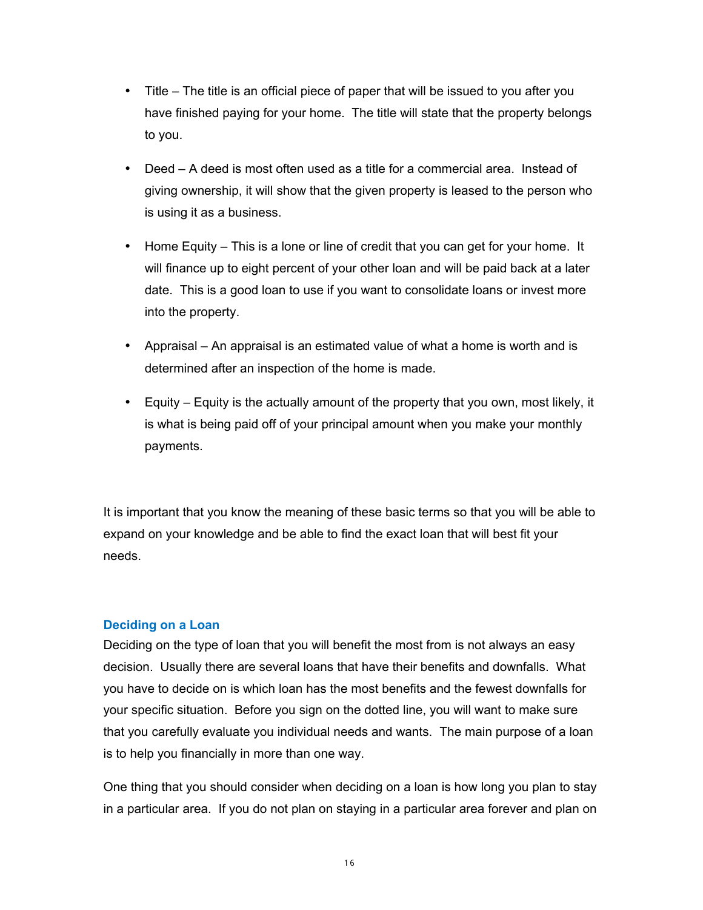- Title – The title is an official piece of paper that will be issued to you after you have finished paying for your home. The title will state that the property belongs to you.

- Deed – A deed is most often used as a title for a commercial area. Instead of giving ownership, it will show that the given property is leased to the person who is using it as a business.

- Home Equity – This is a lone or line of credit that you can get for your home. It will finance up to eight percent of your other loan and will be paid back at a later date. This is a good loan to use if you want to consolidate loans or invest more into the property.

- Appraisal – An appraisal is an estimated value of what a home is worth and is determined after an inspection of the home is made.

- Equity – Equity is the actually amount of the property that you own, most likely, it is what is being paid off of your principal amount when you make your monthly payments.

It is important that you know the meaning of these basic terms so that you will be able to expand on your knowledge and be able to find the exact loan that will best fit your needs.

### Deciding on a Loan

Deciding on the type of loan that you will benefit the most from is not always an easy decision. Usually there are several loans that have their benefits and downfalls. What you have to decide on is which loan has the most benefits and the fewest downfalls for your specific situation. Before you sign on the dotted line, you will want to make sure that you carefully evaluate you individual needs and wants. The main purpose of a loan is to help you financially in more than one way.

One thing that you should consider when deciding on a loan is how long you plan to stay in a particular area. If you do not plan on staying in a particular area forever and plan on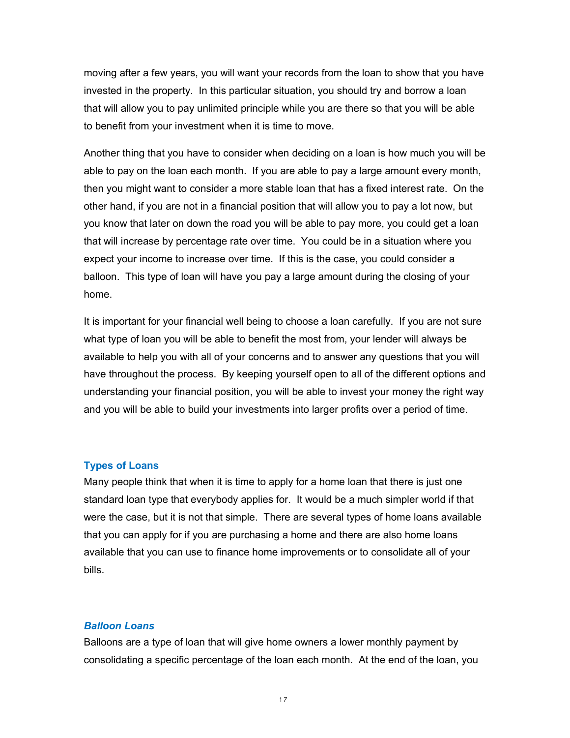moving after a few years, you will want your records from the loan to show that you have invested in the property. In this particular situation, you should try and borrow a loan that will allow you to pay unlimited principle while you are there so that you will be able to benefit from your investment when it is time to move.

Another thing that you have to consider when deciding on a loan is how much you will be able to pay on the loan each month. If you are able to pay a large amount every month, then you might want to consider a more stable loan that has a fixed interest rate. On the other hand, if you are not in a financial position that will allow you to pay a lot now, but you know that later on down the road you will be able to pay more, you could get a loan that will increase by percentage rate over time. You could be in a situation where you expect your income to increase over time. If this is the case, you could consider a balloon. This type of loan will have you pay a large amount during the closing of your home.

It is important for your financial well being to choose a loan carefully. If you are not sure what type of loan you will be able to benefit the most from, your lender will always be available to help you with all of your concerns and to answer any questions that you will have throughout the process. By keeping yourself open to all of the different options and understanding your financial position, you will be able to invest your money the right way and you will be able to build your investments into larger profits over a period of time.

## Types of Loans

Many people think that when it is time to apply for a home loan that there is just one standard loan type that everybody applies for. It would be a much simpler world if that were the case, but it is not that simple. There are several types of home loans available that you can apply for if you are purchasing a home and there are also home loans available that you can use to finance home improvements or to consolidate all of your bills.

### *Balloon Loans*

Balloons are a type of loan that will give home owners a lower monthly payment by consolidating a specific percentage of the loan each month. At the end of the loan, you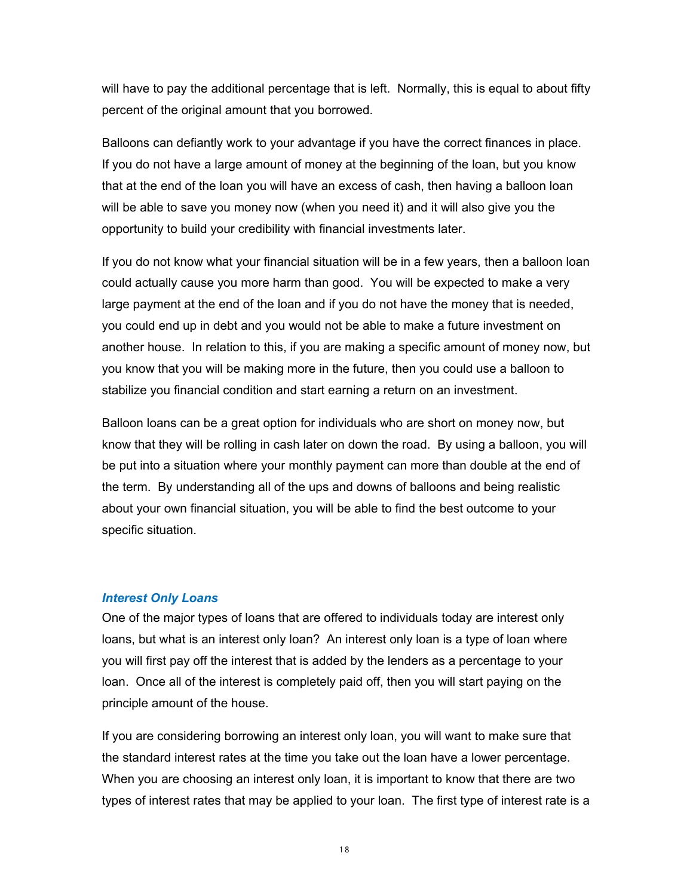will have to pay the additional percentage that is left.  Normally, this is equal to about fifty percent of the original amount that you borrowed.

Balloons can defiantly work to your advantage if you have the correct finances in place.  If you do not have a large amount of money at the beginning of the loan, but you know that at the end of the loan you will have an excess of cash, then having a balloon loan will be able to save you money now (when you need it) and it will also give you the opportunity to build your credibility with financial investments later.

If you do not know what your financial situation will be in a few years, then a balloon loan could actually cause you more harm than good.  You will be expected to make a very large payment at the end of the loan and if you do not have the money that is needed, you could end up in debt and you would not be able to make a future investment on another house.  In relation to this, if you are making a specific amount of money now, but you know that you will be making more in the future, then you could use a balloon to stabilize you financial condition and start earning a return on an investment.

Balloon loans can be a great option for individuals who are short on money now, but know that they will be rolling in cash later on down the road.  By using a balloon, you will be put into a situation where your monthly payment can more than double at the end of the term.  By understanding all of the ups and downs of balloons and being realistic about your own financial situation, you will be able to find the best outcome to your specific situation.

### *Interest Only Loans*

One of the major types of loans that are offered to individuals today are interest only loans, but what is an interest only loan?  An interest only loan is a type of loan where you will first pay off the interest that is added by the lenders as a percentage to your loan.  Once all of the interest is completely paid off, then you will start paying on the principle amount of the house.

If you are considering borrowing an interest only loan, you will want to make sure that the standard interest rates at the time you take out the loan have a lower percentage.  When you are choosing an interest only loan, it is important to know that there are two types of interest rates that may be applied to your loan.  The first type of interest rate is a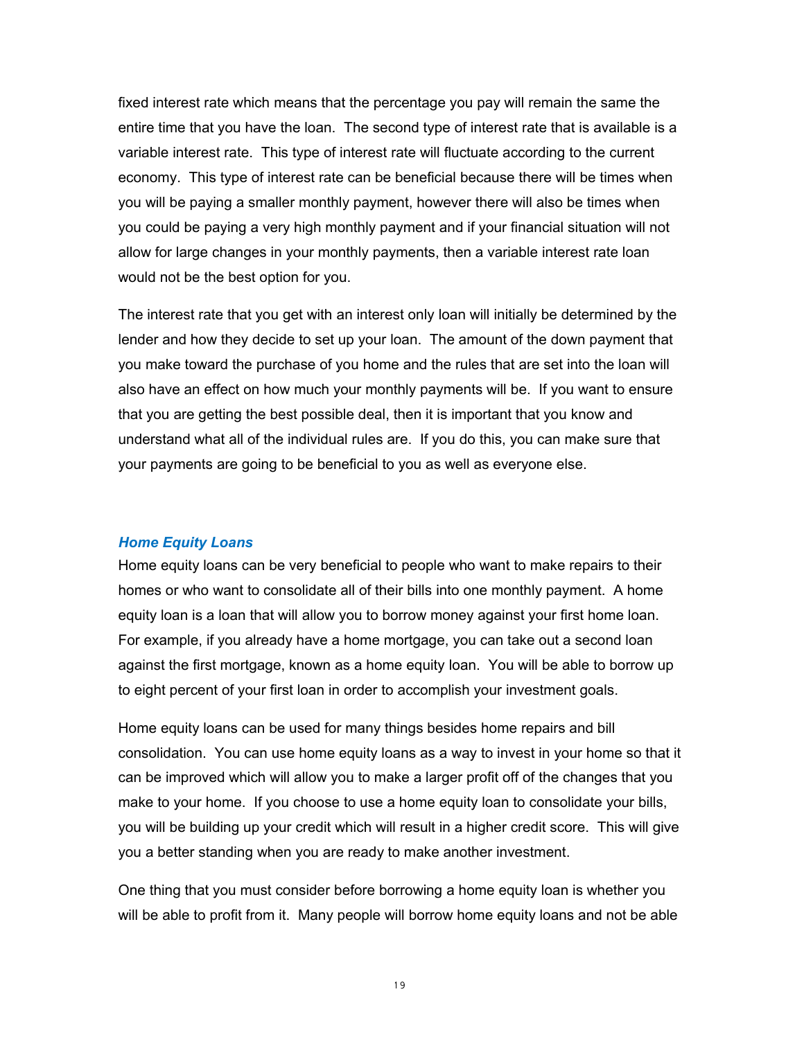fixed interest rate which means that the percentage you pay will remain the same the entire time that you have the loan. The second type of interest rate that is available is a variable interest rate. This type of interest rate will fluctuate according to the current economy. This type of interest rate can be beneficial because there will be times when you will be paying a smaller monthly payment, however there will also be times when you could be paying a very high monthly payment and if your financial situation will not allow for large changes in your monthly payments, then a variable interest rate loan would not be the best option for you.

The interest rate that you get with an interest only loan will initially be determined by the lender and how they decide to set up your loan. The amount of the down payment that you make toward the purchase of you home and the rules that are set into the loan will also have an effect on how much your monthly payments will be. If you want to ensure that you are getting the best possible deal, then it is important that you know and understand what all of the individual rules are. If you do this, you can make sure that your payments are going to be beneficial to you as well as everyone else.

### *Home Equity Loans*

Home equity loans can be very beneficial to people who want to make repairs to their homes or who want to consolidate all of their bills into one monthly payment. A home equity loan is a loan that will allow you to borrow money against your first home loan. For example, if you already have a home mortgage, you can take out a second loan against the first mortgage, known as a home equity loan. You will be able to borrow up to eight percent of your first loan in order to accomplish your investment goals.

Home equity loans can be used for many things besides home repairs and bill consolidation. You can use home equity loans as a way to invest in your home so that it can be improved which will allow you to make a larger profit off of the changes that you make to your home. If you choose to use a home equity loan to consolidate your bills, you will be building up your credit which will result in a higher credit score. This will give you a better standing when you are ready to make another investment.

One thing that you must consider before borrowing a home equity loan is whether you will be able to profit from it. Many people will borrow home equity loans and not be able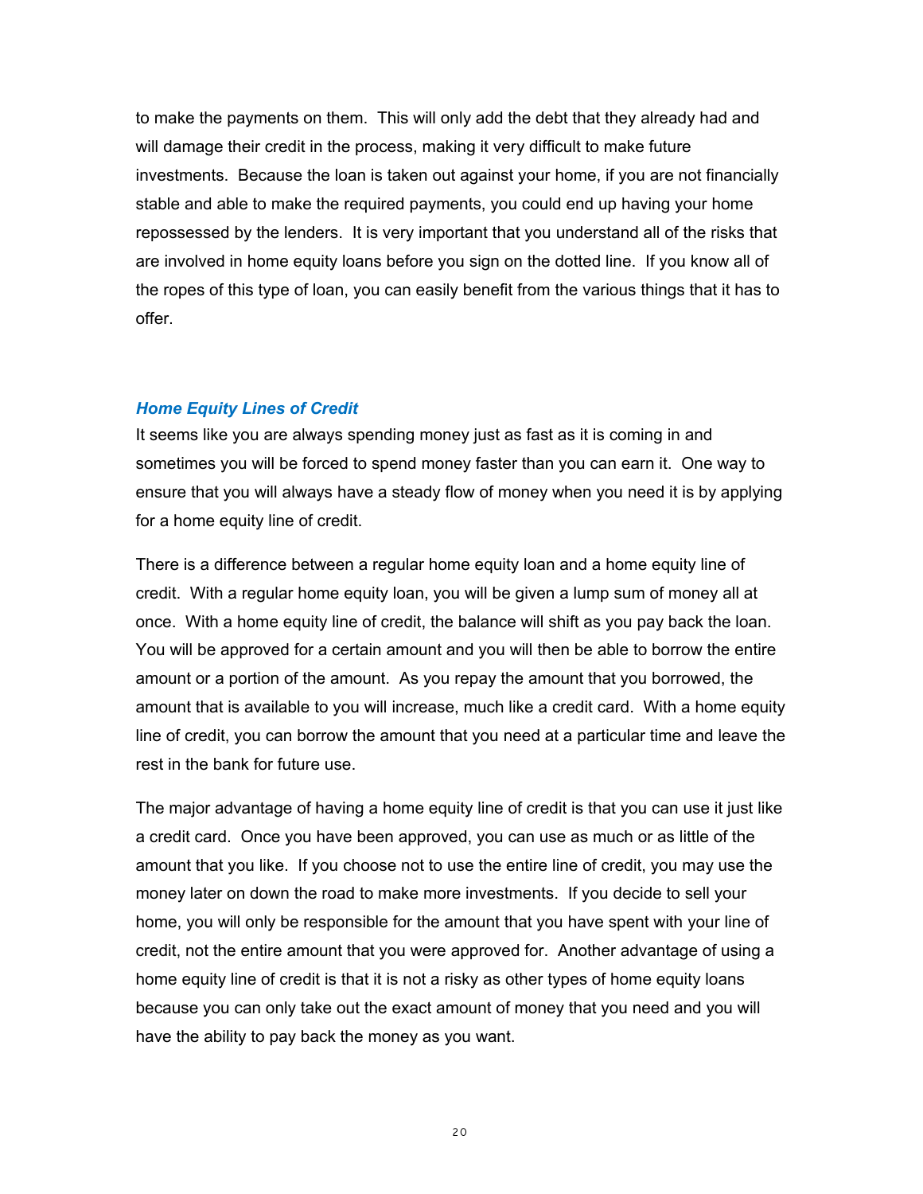to make the payments on them. This will only add the debt that they already had and will damage their credit in the process, making it very difficult to make future investments. Because the loan is taken out against your home, if you are not financially stable and able to make the required payments, you could end up having your home repossessed by the lenders. It is very important that you understand all of the risks that are involved in home equity loans before you sign on the dotted line. If you know all of the ropes of this type of loan, you can easily benefit from the various things that it has to offer.

### *Home Equity Lines of Credit*

It seems like you are always spending money just as fast as it is coming in and sometimes you will be forced to spend money faster than you can earn it. One way to ensure that you will always have a steady flow of money when you need it is by applying for a home equity line of credit.

There is a difference between a regular home equity loan and a home equity line of credit. With a regular home equity loan, you will be given a lump sum of money all at once. With a home equity line of credit, the balance will shift as you pay back the loan. You will be approved for a certain amount and you will then be able to borrow the entire amount or a portion of the amount. As you repay the amount that you borrowed, the amount that is available to you will increase, much like a credit card. With a home equity line of credit, you can borrow the amount that you need at a particular time and leave the rest in the bank for future use.

The major advantage of having a home equity line of credit is that you can use it just like a credit card. Once you have been approved, you can use as much or as little of the amount that you like. If you choose not to use the entire line of credit, you may use the money later on down the road to make more investments. If you decide to sell your home, you will only be responsible for the amount that you have spent with your line of credit, not the entire amount that you were approved for. Another advantage of using a home equity line of credit is that it is not a risky as other types of home equity loans because you can only take out the exact amount of money that you need and you will have the ability to pay back the money as you want.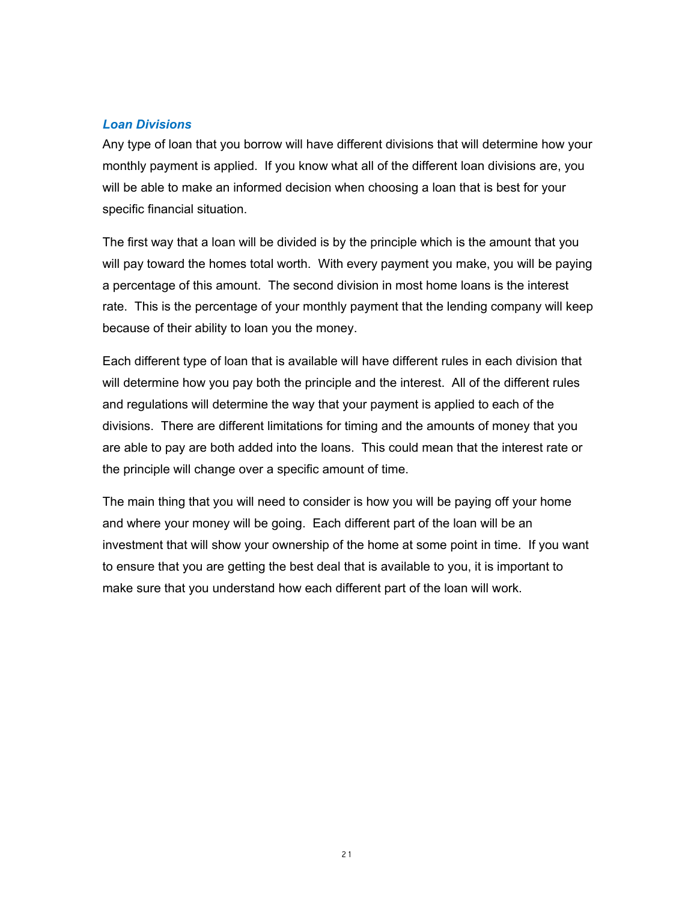### *Loan Divisions*

Any type of loan that you borrow will have different divisions that will determine how your monthly payment is applied. If you know what all of the different loan divisions are, you will be able to make an informed decision when choosing a loan that is best for your specific financial situation.

The first way that a loan will be divided is by the principle which is the amount that you will pay toward the homes total worth. With every payment you make, you will be paying a percentage of this amount. The second division in most home loans is the interest rate. This is the percentage of your monthly payment that the lending company will keep because of their ability to loan you the money.

Each different type of loan that is available will have different rules in each division that will determine how you pay both the principle and the interest. All of the different rules and regulations will determine the way that your payment is applied to each of the divisions. There are different limitations for timing and the amounts of money that you are able to pay are both added into the loans. This could mean that the interest rate or the principle will change over a specific amount of time.

The main thing that you will need to consider is how you will be paying off your home and where your money will be going. Each different part of the loan will be an investment that will show your ownership of the home at some point in time. If you want to ensure that you are getting the best deal that is available to you, it is important to make sure that you understand how each different part of the loan will work.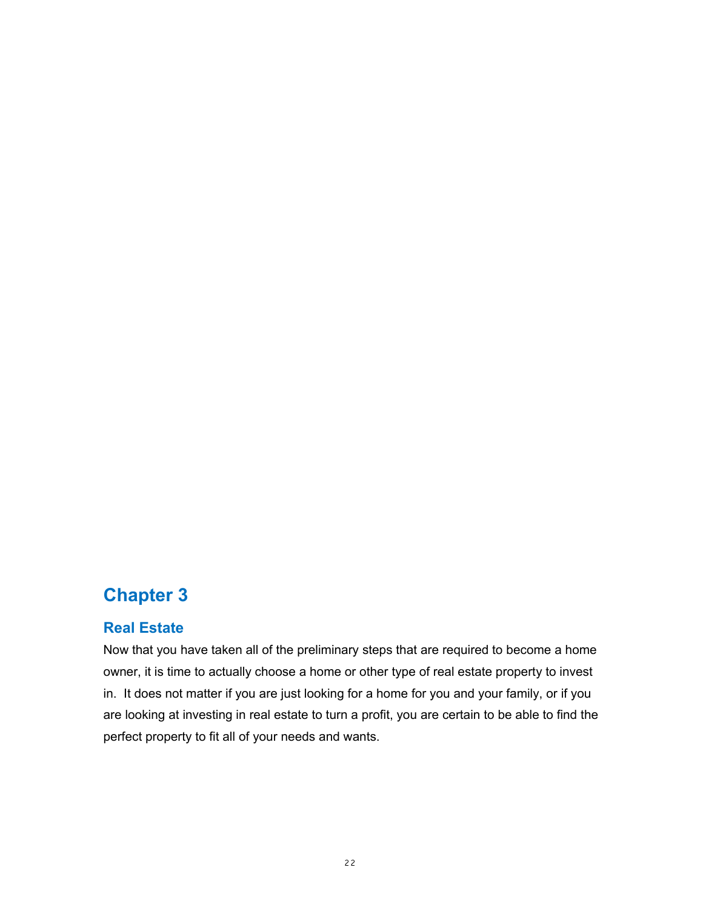# Chapter 3

## Real Estate

Now that you have taken all of the preliminary steps that are required to become a home owner, it is time to actually choose a home or other type of real estate property to invest in. It does not matter if you are just looking for a home for you and your family, or if you are looking at investing in real estate to turn a profit, you are certain to be able to find the perfect property to fit all of your needs and wants.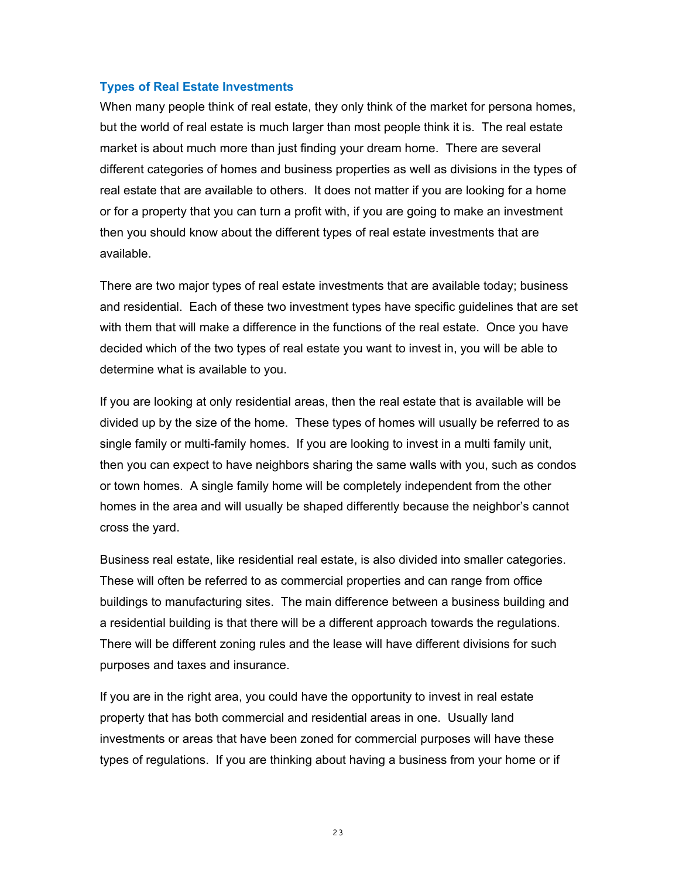### Types of Real Estate Investments

When many people think of real estate, they only think of the market for persona homes, but the world of real estate is much larger than most people think it is. The real estate market is about much more than just finding your dream home. There are several different categories of homes and business properties as well as divisions in the types of real estate that are available to others. It does not matter if you are looking for a home or for a property that you can turn a profit with, if you are going to make an investment then you should know about the different types of real estate investments that are available.

There are two major types of real estate investments that are available today; business and residential. Each of these two investment types have specific guidelines that are set with them that will make a difference in the functions of the real estate. Once you have decided which of the two types of real estate you want to invest in, you will be able to determine what is available to you.

If you are looking at only residential areas, then the real estate that is available will be divided up by the size of the home. These types of homes will usually be referred to as single family or multi-family homes. If you are looking to invest in a multi family unit, then you can expect to have neighbors sharing the same walls with you, such as condos or town homes. A single family home will be completely independent from the other homes in the area and will usually be shaped differently because the neighbor's cannot cross the yard.

Business real estate, like residential real estate, is also divided into smaller categories. These will often be referred to as commercial properties and can range from office buildings to manufacturing sites. The main difference between a business building and a residential building is that there will be a different approach towards the regulations. There will be different zoning rules and the lease will have different divisions for such purposes and taxes and insurance.

If you are in the right area, you could have the opportunity to invest in real estate property that has both commercial and residential areas in one. Usually land investments or areas that have been zoned for commercial purposes will have these types of regulations. If you are thinking about having a business from your home or if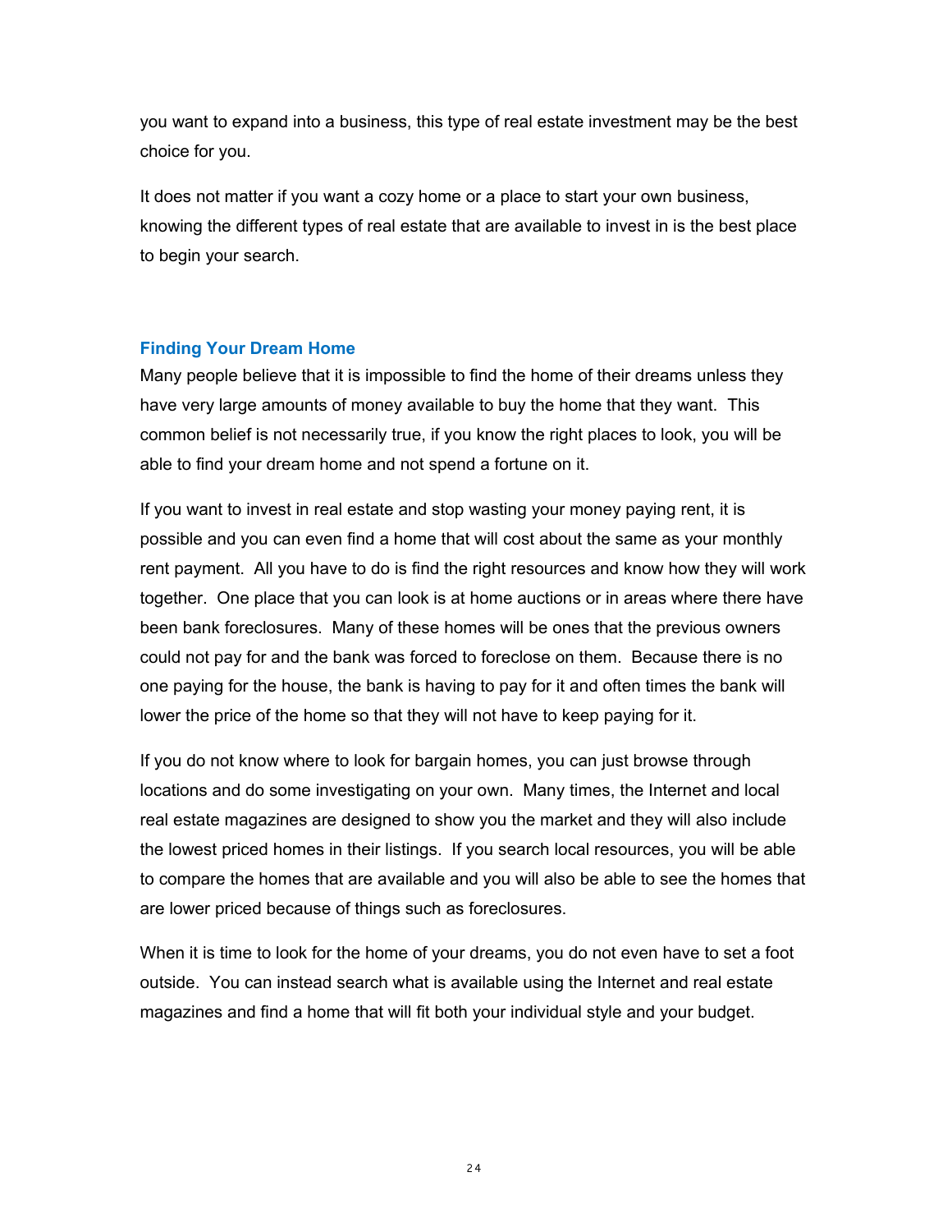you want to expand into a business, this type of real estate investment may be the best choice for you.

It does not matter if you want a cozy home or a place to start your own business, knowing the different types of real estate that are available to invest in is the best place to begin your search.

## Finding Your Dream Home

Many people believe that it is impossible to find the home of their dreams unless they have very large amounts of money available to buy the home that they want. This common belief is not necessarily true, if you know the right places to look, you will be able to find your dream home and not spend a fortune on it.

If you want to invest in real estate and stop wasting your money paying rent, it is possible and you can even find a home that will cost about the same as your monthly rent payment. All you have to do is find the right resources and know how they will work together. One place that you can look is at home auctions or in areas where there have been bank foreclosures. Many of these homes will be ones that the previous owners could not pay for and the bank was forced to foreclose on them. Because there is no one paying for the house, the bank is having to pay for it and often times the bank will lower the price of the home so that they will not have to keep paying for it.

If you do not know where to look for bargain homes, you can just browse through locations and do some investigating on your own. Many times, the Internet and local real estate magazines are designed to show you the market and they will also include the lowest priced homes in their listings. If you search local resources, you will be able to compare the homes that are available and you will also be able to see the homes that are lower priced because of things such as foreclosures.

When it is time to look for the home of your dreams, you do not even have to set a foot outside. You can instead search what is available using the Internet and real estate magazines and find a home that will fit both your individual style and your budget.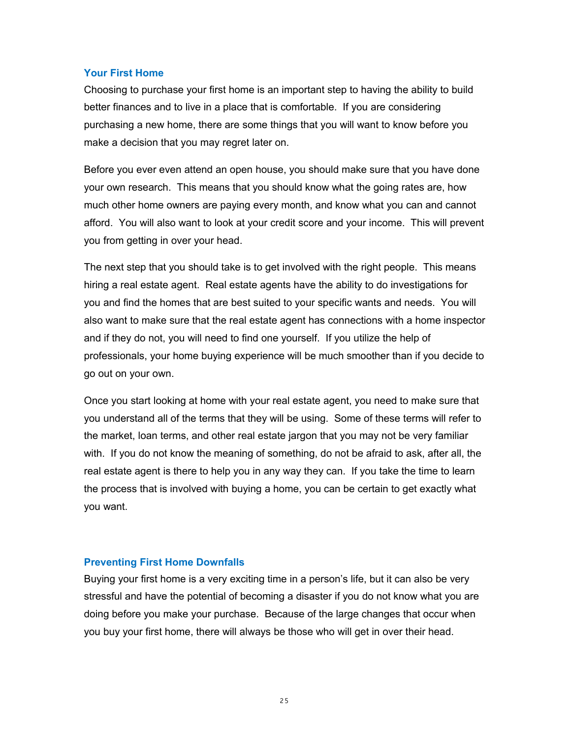## Your First Home

Choosing to purchase your first home is an important step to having the ability to build better finances and to live in a place that is comfortable. If you are considering purchasing a new home, there are some things that you will want to know before you make a decision that you may regret later on.

Before you ever even attend an open house, you should make sure that you have done your own research. This means that you should know what the going rates are, how much other home owners are paying every month, and know what you can and cannot afford. You will also want to look at your credit score and your income. This will prevent you from getting in over your head.

The next step that you should take is to get involved with the right people. This means hiring a real estate agent. Real estate agents have the ability to do investigations for you and find the homes that are best suited to your specific wants and needs. You will also want to make sure that the real estate agent has connections with a home inspector and if they do not, you will need to find one yourself. If you utilize the help of professionals, your home buying experience will be much smoother than if you decide to go out on your own.

Once you start looking at home with your real estate agent, you need to make sure that you understand all of the terms that they will be using. Some of these terms will refer to the market, loan terms, and other real estate jargon that you may not be very familiar with. If you do not know the meaning of something, do not be afraid to ask, after all, the real estate agent is there to help you in any way they can. If you take the time to learn the process that is involved with buying a home, you can be certain to get exactly what you want.

## Preventing First Home Downfalls

Buying your first home is a very exciting time in a person's life, but it can also be very stressful and have the potential of becoming a disaster if you do not know what you are doing before you make your purchase. Because of the large changes that occur when you buy your first home, there will always be those who will get in over their head.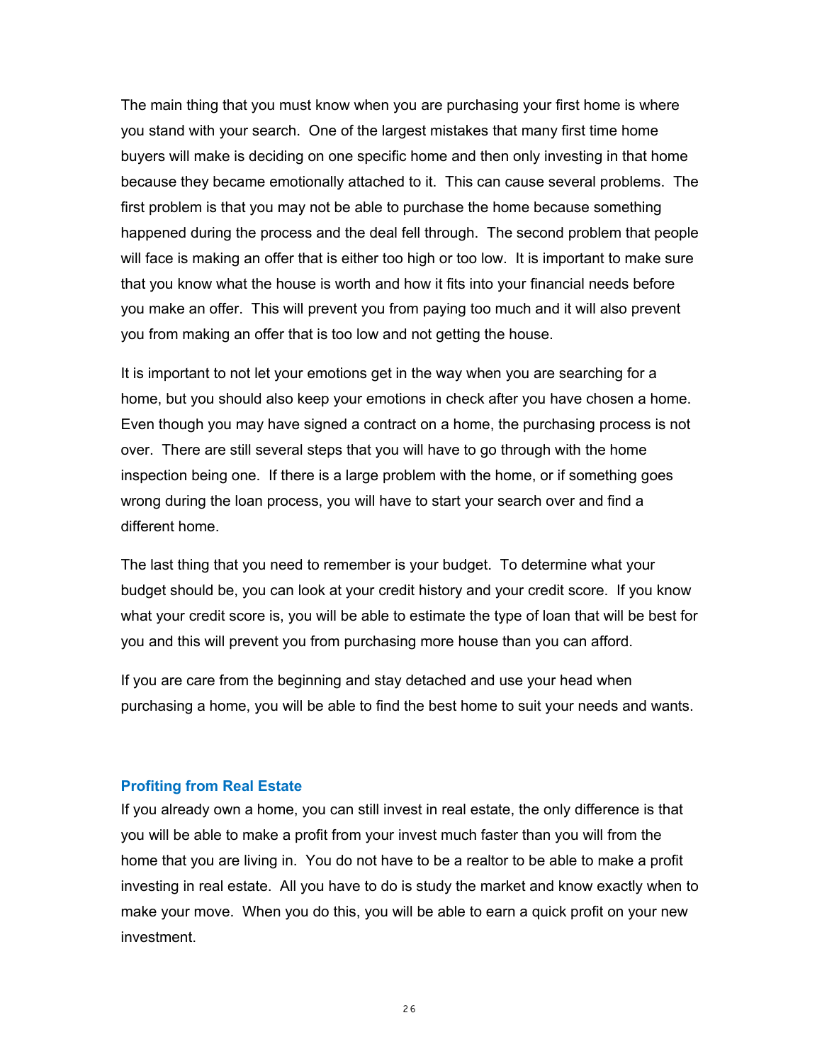The main thing that you must know when you are purchasing your first home is where you stand with your search. One of the largest mistakes that many first time home buyers will make is deciding on one specific home and then only investing in that home because they became emotionally attached to it. This can cause several problems. The first problem is that you may not be able to purchase the home because something happened during the process and the deal fell through. The second problem that people will face is making an offer that is either too high or too low. It is important to make sure that you know what the house is worth and how it fits into your financial needs before you make an offer. This will prevent you from paying too much and it will also prevent you from making an offer that is too low and not getting the house.

It is important to not let your emotions get in the way when you are searching for a home, but you should also keep your emotions in check after you have chosen a home. Even though you may have signed a contract on a home, the purchasing process is not over. There are still several steps that you will have to go through with the home inspection being one. If there is a large problem with the home, or if something goes wrong during the loan process, you will have to start your search over and find a different home.

The last thing that you need to remember is your budget. To determine what your budget should be, you can look at your credit history and your credit score. If you know what your credit score is, you will be able to estimate the type of loan that will be best for you and this will prevent you from purchasing more house than you can afford.

If you are care from the beginning and stay detached and use your head when purchasing a home, you will be able to find the best home to suit your needs and wants.

### Profiting from Real Estate

If you already own a home, you can still invest in real estate, the only difference is that you will be able to make a profit from your invest much faster than you will from the home that you are living in. You do not have to be a realtor to be able to make a profit investing in real estate. All you have to do is study the market and know exactly when to make your move. When you do this, you will be able to earn a quick profit on your new investment.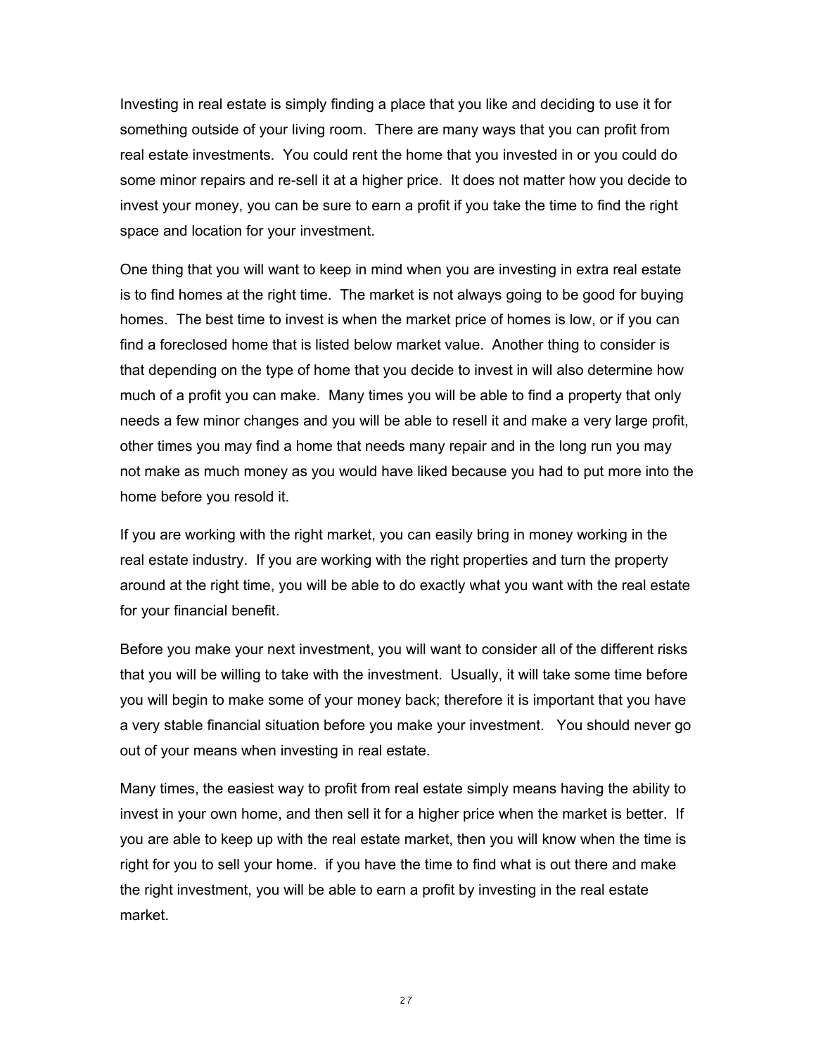Investing in real estate is simply finding a place that you like and deciding to use it for something outside of your living room. There are many ways that you can profit from real estate investments. You could rent the home that you invested in or you could do some minor repairs and re-sell it at a higher price. It does not matter how you decide to invest your money, you can be sure to earn a profit if you take the time to find the right space and location for your investment.

One thing that you will want to keep in mind when you are investing in extra real estate is to find homes at the right time. The market is not always going to be good for buying homes. The best time to invest is when the market price of homes is low, or if you can find a foreclosed home that is listed below market value. Another thing to consider is that depending on the type of home that you decide to invest in will also determine how much of a profit you can make. Many times you will be able to find a property that only needs a few minor changes and you will be able to resell it and make a very large profit, other times you may find a home that needs many repair and in the long run you may not make as much money as you would have liked because you had to put more into the home before you resold it.

If you are working with the right market, you can easily bring in money working in the real estate industry. If you are working with the right properties and turn the property around at the right time, you will be able to do exactly what you want with the real estate for your financial benefit.

Before you make your next investment, you will want to consider all of the different risks that you will be willing to take with the investment. Usually, it will take some time before you will begin to make some of your money back; therefore it is important that you have a very stable financial situation before you make your investment. You should never go out of your means when investing in real estate.

Many times, the easiest way to profit from real estate simply means having the ability to invest in your own home, and then sell it for a higher price when the market is better. If you are able to keep up with the real estate market, then you will know when the time is right for you to sell your home. if you have the time to find what is out there and make the right investment, you will be able to earn a profit by investing in the real estate market.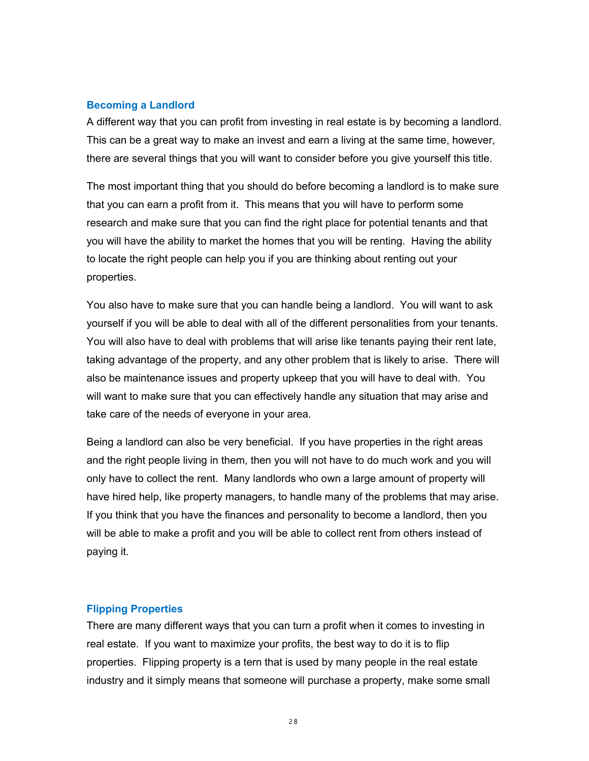### Becoming a Landlord

A different way that you can profit from investing in real estate is by becoming a landlord. This can be a great way to make an invest and earn a living at the same time, however, there are several things that you will want to consider before you give yourself this title.

The most important thing that you should do before becoming a landlord is to make sure that you can earn a profit from it. This means that you will have to perform some research and make sure that you can find the right place for potential tenants and that you will have the ability to market the homes that you will be renting. Having the ability to locate the right people can help you if you are thinking about renting out your properties.

You also have to make sure that you can handle being a landlord. You will want to ask yourself if you will be able to deal with all of the different personalities from your tenants. You will also have to deal with problems that will arise like tenants paying their rent late, taking advantage of the property, and any other problem that is likely to arise. There will also be maintenance issues and property upkeep that you will have to deal with. You will want to make sure that you can effectively handle any situation that may arise and take care of the needs of everyone in your area.

Being a landlord can also be very beneficial. If you have properties in the right areas and the right people living in them, then you will not have to do much work and you will only have to collect the rent. Many landlords who own a large amount of property will have hired help, like property managers, to handle many of the problems that may arise. If you think that you have the finances and personality to become a landlord, then you will be able to make a profit and you will be able to collect rent from others instead of paying it.

### Flipping Properties

There are many different ways that you can turn a profit when it comes to investing in real estate. If you want to maximize your profits, the best way to do it is to flip properties. Flipping property is a tern that is used by many people in the real estate industry and it simply means that someone will purchase a property, make some small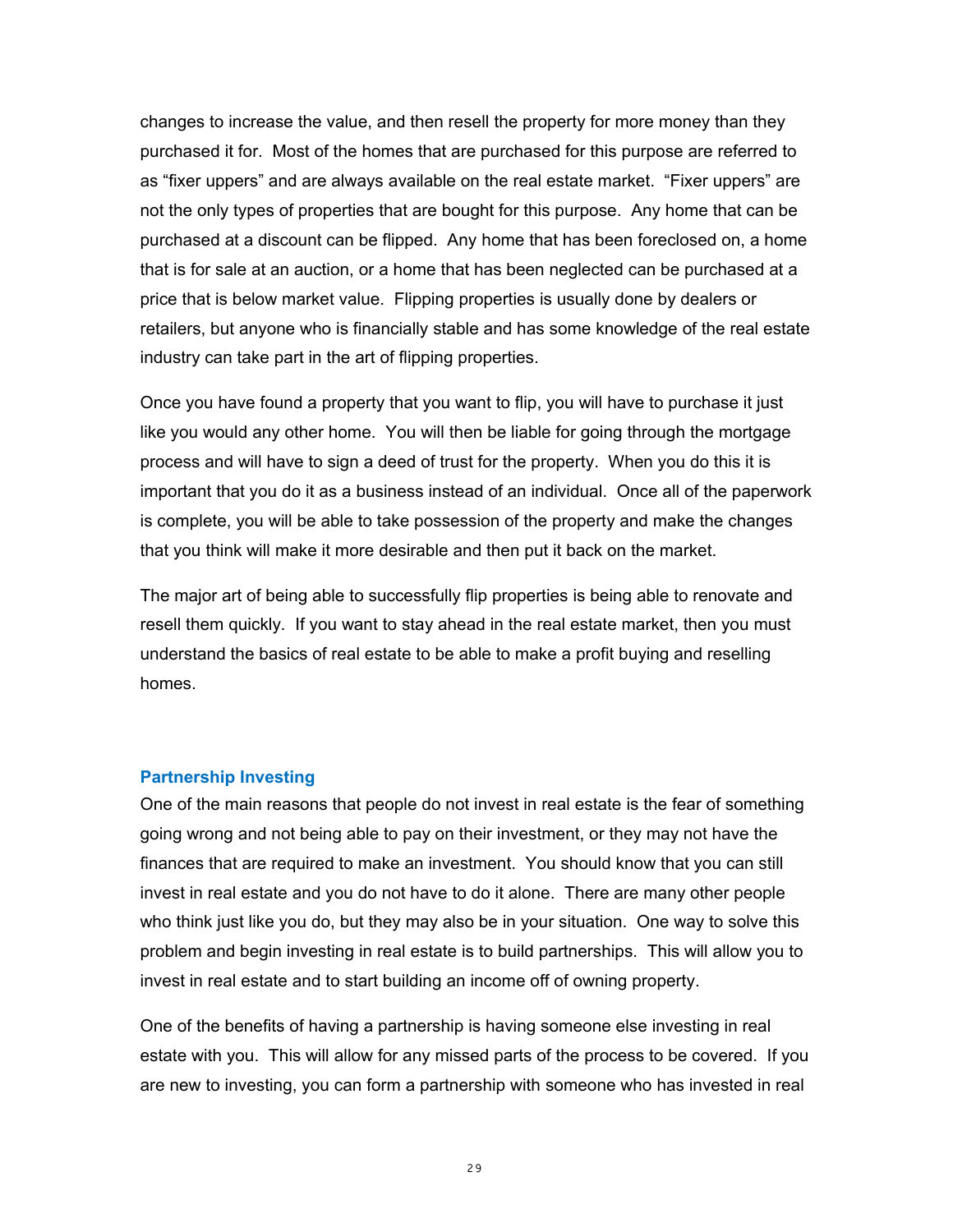changes to increase the value, and then resell the property for more money than they purchased it for.  Most of the homes that are purchased for this purpose are referred to as "fixer uppers" and are always available on the real estate market.  "Fixer uppers" are not the only types of properties that are bought for this purpose.  Any home that can be purchased at a discount can be flipped.  Any home that has been foreclosed on, a home that is for sale at an auction, or a home that has been neglected can be purchased at a price that is below market value.  Flipping properties is usually done by dealers or retailers, but anyone who is financially stable and has some knowledge of the real estate industry can take part in the art of flipping properties.

Once you have found a property that you want to flip, you will have to purchase it just like you would any other home.  You will then be liable for going through the mortgage process and will have to sign a deed of trust for the property.  When you do this it is important that you do it as a business instead of an individual.  Once all of the paperwork is complete, you will be able to take possession of the property and make the changes that you think will make it more desirable and then put it back on the market.

The major art of being able to successfully flip properties is being able to renovate and resell them quickly.  If you want to stay ahead in the real estate market, then you must understand the basics of real estate to be able to make a profit buying and reselling homes.

### Partnership Investing

One of the main reasons that people do not invest in real estate is the fear of something going wrong and not being able to pay on their investment, or they may not have the finances that are required to make an investment.  You should know that you can still invest in real estate and you do not have to do it alone.  There are many other people who think just like you do, but they may also be in your situation.  One way to solve this problem and begin investing in real estate is to build partnerships.  This will allow you to invest in real estate and to start building an income off of owning property.

One of the benefits of having a partnership is having someone else investing in real estate with you.  This will allow for any missed parts of the process to be covered.  If you are new to investing, you can form a partnership with someone who has invested in real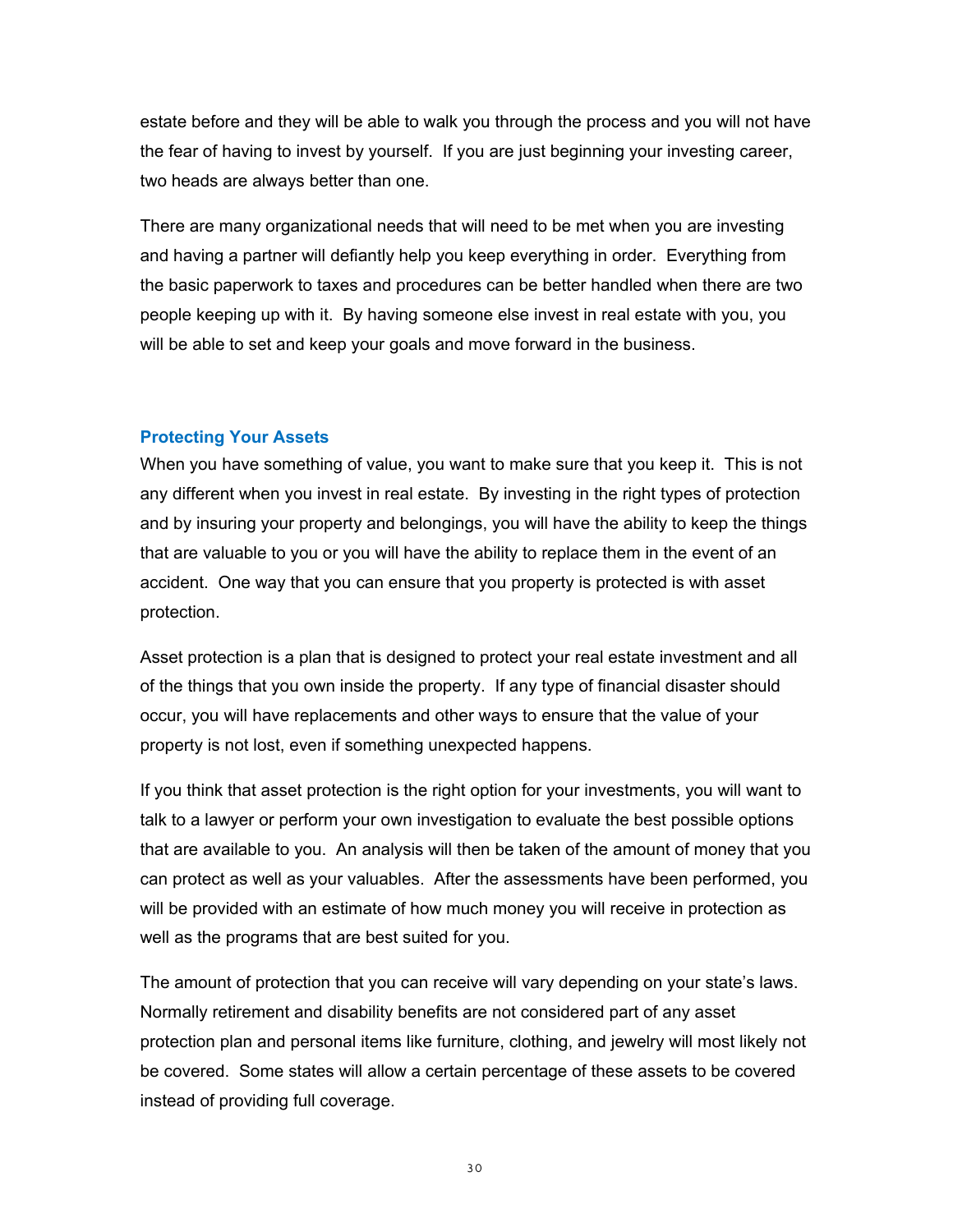estate before and they will be able to walk you through the process and you will not have the fear of having to invest by yourself. If you are just beginning your investing career, two heads are always better than one.

There are many organizational needs that will need to be met when you are investing and having a partner will defiantly help you keep everything in order. Everything from the basic paperwork to taxes and procedures can be better handled when there are two people keeping up with it. By having someone else invest in real estate with you, you will be able to set and keep your goals and move forward in the business.

### Protecting Your Assets

When you have something of value, you want to make sure that you keep it. This is not any different when you invest in real estate. By investing in the right types of protection and by insuring your property and belongings, you will have the ability to keep the things that are valuable to you or you will have the ability to replace them in the event of an accident. One way that you can ensure that you property is protected is with asset protection.

Asset protection is a plan that is designed to protect your real estate investment and all of the things that you own inside the property. If any type of financial disaster should occur, you will have replacements and other ways to ensure that the value of your property is not lost, even if something unexpected happens.

If you think that asset protection is the right option for your investments, you will want to talk to a lawyer or perform your own investigation to evaluate the best possible options that are available to you. An analysis will then be taken of the amount of money that you can protect as well as your valuables. After the assessments have been performed, you will be provided with an estimate of how much money you will receive in protection as well as the programs that are best suited for you.

The amount of protection that you can receive will vary depending on your state's laws. Normally retirement and disability benefits are not considered part of any asset protection plan and personal items like furniture, clothing, and jewelry will most likely not be covered. Some states will allow a certain percentage of these assets to be covered instead of providing full coverage.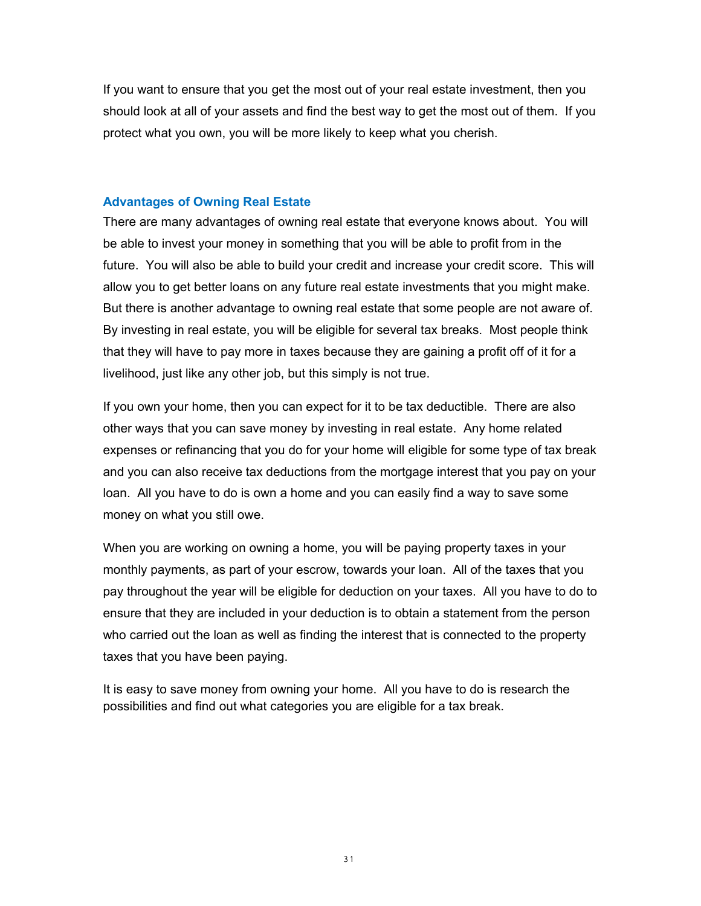If you want to ensure that you get the most out of your real estate investment, then you should look at all of your assets and find the best way to get the most out of them. If you protect what you own, you will be more likely to keep what you cherish.

## Advantages of Owning Real Estate

There are many advantages of owning real estate that everyone knows about. You will be able to invest your money in something that you will be able to profit from in the future. You will also be able to build your credit and increase your credit score. This will allow you to get better loans on any future real estate investments that you might make. But there is another advantage to owning real estate that some people are not aware of. By investing in real estate, you will be eligible for several tax breaks. Most people think that they will have to pay more in taxes because they are gaining a profit off of it for a livelihood, just like any other job, but this simply is not true.

If you own your home, then you can expect for it to be tax deductible. There are also other ways that you can save money by investing in real estate. Any home related expenses or refinancing that you do for your home will eligible for some type of tax break and you can also receive tax deductions from the mortgage interest that you pay on your loan. All you have to do is own a home and you can easily find a way to save some money on what you still owe.

When you are working on owning a home, you will be paying property taxes in your monthly payments, as part of your escrow, towards your loan. All of the taxes that you pay throughout the year will be eligible for deduction on your taxes. All you have to do to ensure that they are included in your deduction is to obtain a statement from the person who carried out the loan as well as finding the interest that is connected to the property taxes that you have been paying.

It is easy to save money from owning your home. All you have to do is research the possibilities and find out what categories you are eligible for a tax break.